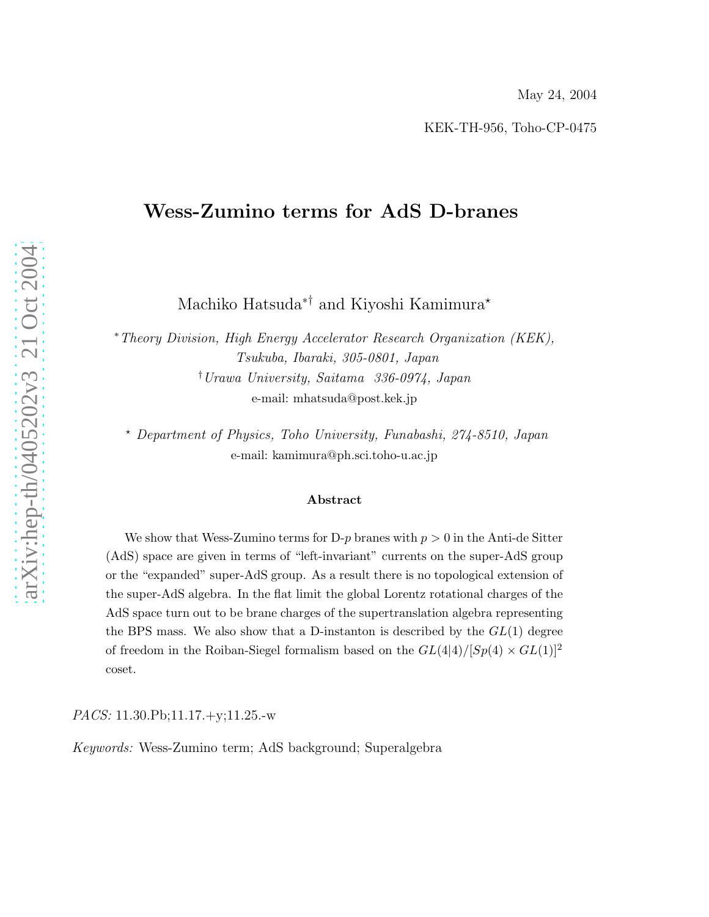May 24, 2004

KEK-TH-956, Toho-CP-0475

# Wess-Zumino terms for AdS D-branes

Machiko Hatsuda[*†] and Kiyoshi Kamimura[⋆]

[*] *Theory Division, High Energy Accelerator Research Organization (KEK), Tsukuba, Ibaraki, 305-0801, Japan*

[†] *Urawa University, Saitama 336-0974, Japan*

e-mail: mhatsuda@post.kek.jp

[⋆] *Department of Physics, Toho University, Funabashi, 274-8510, Japan*

e-mail: kamimura@ph.sci.toho-u.ac.jp

## Abstract

We show that Wess-Zumino terms for D-$p$ branes with $p > 0$ in the Anti-de Sitter (AdS) space are given in terms of "left-invariant" currents on the super-AdS group or the "expanded" super-AdS group. As a result there is no topological extension of the super-AdS algebra. In the flat limit the global Lorentz rotational charges of the AdS space turn out to be brane charges of the supertranslation algebra representing the BPS mass. We also show that a D-instanton is described by the $GL(1)$ degree of freedom in the Roiban-Siegel formalism based on the $GL(4|4)/[Sp(4) \times GL(1)]^2$ coset.

*PACS:* 11.30.Pb;11.17.+y;11.25.-w

*Keywords:* Wess-Zumino term; AdS background; Superalgebra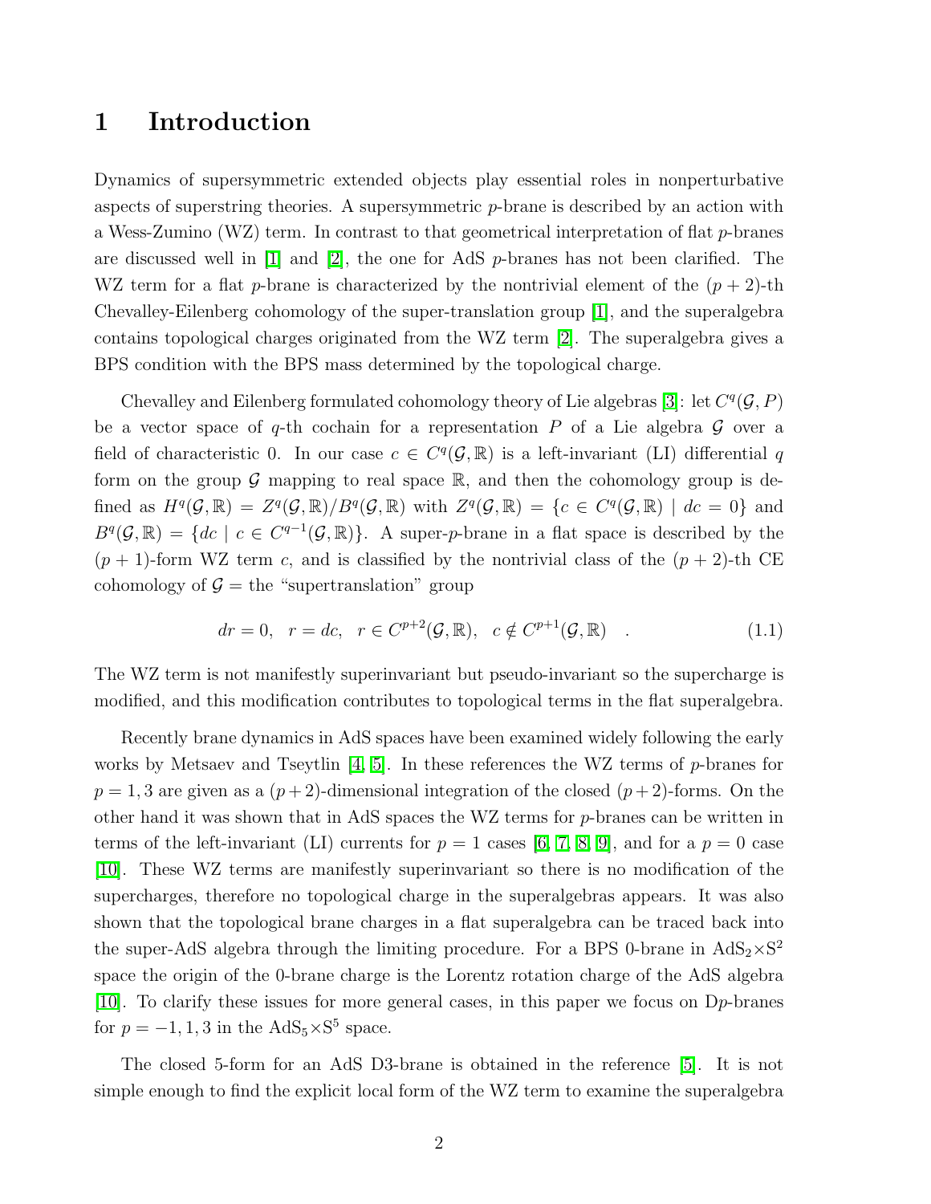# 1 Introduction

Dynamics of supersymmetric extended objects play essential roles in nonperturbative aspects of superstring theories. A supersymmetric $p$-brane is described by an action with a Wess-Zumino (WZ) term. In contrast to that geometrical interpretation of flat $p$-branes are discussed well in [1] and [2], the one for AdS $p$-branes has not been clarified. The WZ term for a flat $p$-brane is characterized by the nontrivial element of the $(p+2)$-th Chevalley-Eilenberg cohomology of the super-translation group [1], and the superalgebra contains topological charges originated from the WZ term [2]. The superalgebra gives a BPS condition with the BPS mass determined by the topological charge.

Chevalley and Eilenberg formulated cohomology theory of Lie algebras [3]: let $C^q(\mathcal{G}, P)$ be a vector space of $q$-th cochain for a representation $P$ of a Lie algebra $\mathcal{G}$ over a field of characteristic 0. In our case $c \in C^q(\mathcal{G}, \mathbb{R})$ is a left-invariant (LI) differential $q$ form on the group $\mathcal{G}$ mapping to real space $\mathbb{R}$, and then the cohomology group is defined as $H^q(\mathcal{G}, \mathbb{R}) = Z^q(\mathcal{G}, \mathbb{R})/B^q(\mathcal{G}, \mathbb{R})$ with $Z^q(\mathcal{G}, \mathbb{R}) = \{c \in C^q(\mathcal{G}, \mathbb{R}) \mid dc = 0\}$ and $B^q(\mathcal{G}, \mathbb{R}) = \{dc \mid c \in C^{q-1}(\mathcal{G}, \mathbb{R})\}$. A super-$p$-brane in a flat space is described by the $(p+1)$-form WZ term $c$, and is classified by the nontrivial class of the $(p+2)$-th CE cohomology of $\mathcal{G}$ = the "supertranslation" group

$$dr = 0, \quad r = dc, \quad r \in C^{p+2}(\mathcal{G}, \mathbb{R}), \quad c \notin C^{p+1}(\mathcal{G}, \mathbb{R}) \quad . \tag{1.1}$$

The WZ term is not manifestly superinvariant but pseudo-invariant so the supercharge is modified, and this modification contributes to topological terms in the flat superalgebra.

Recently brane dynamics in AdS spaces have been examined widely following the early works by Metsaev and Tseytlin [4, 5]. In these references the WZ terms of $p$-branes for $p = 1, 3$ are given as a $(p+2)$-dimensional integration of the closed $(p+2)$-forms. On the other hand it was shown that in AdS spaces the WZ terms for $p$-branes can be written in terms of the left-invariant (LI) currents for $p = 1$ cases [6, 7, 8, 9], and for a $p = 0$ case [10]. These WZ terms are manifestly superinvariant so there is no modification of the supercharges, therefore no topological charge in the superalgebras appears. It was also shown that the topological brane charges in a flat superalgebra can be traced back into the super-AdS algebra through the limiting procedure. For a BPS 0-brane in AdS$_2\times$S$^2$ space the origin of the 0-brane charge is the Lorentz rotation charge of the AdS algebra [10]. To clarify these issues for more general cases, in this paper we focus on D$p$-branes for $p = -1, 1, 3$ in the AdS$_5\times$S$^5$ space.

The closed 5-form for an AdS D3-brane is obtained in the reference [5]. It is not simple enough to find the explicit local form of the WZ term to examine the superalgebra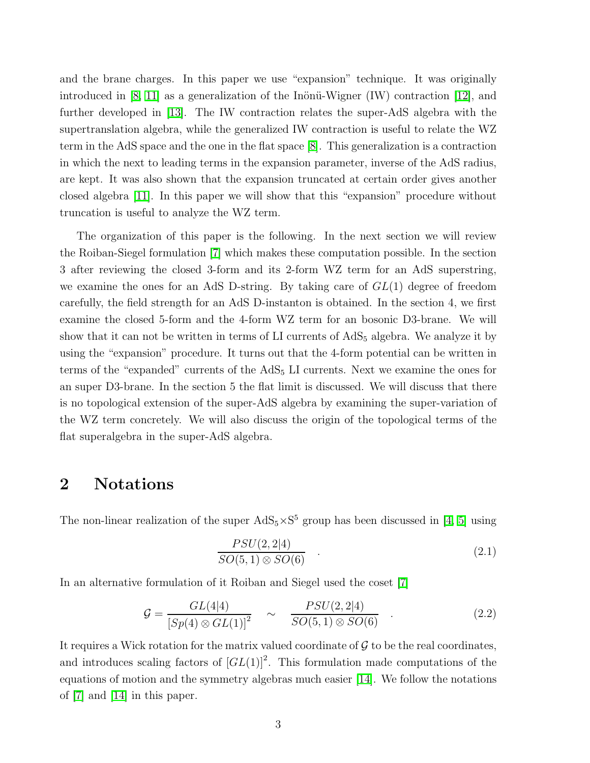and the brane charges. In this paper we use "expansion" technique. It was originally introduced in [8, 11] as a generalization of the Inönü-Wigner (IW) contraction [12], and further developed in [13]. The IW contraction relates the super-AdS algebra with the supertranslation algebra, while the generalized IW contraction is useful to relate the WZ term in the AdS space and the one in the flat space [8]. This generalization is a contraction in which the next to leading terms in the expansion parameter, inverse of the AdS radius, are kept. It was also shown that the expansion truncated at certain order gives another closed algebra [11]. In this paper we will show that this "expansion" procedure without truncation is useful to analyze the WZ term.

The organization of this paper is the following. In the next section we will review the Roiban-Siegel formulation [7] which makes these computation possible. In the section 3 after reviewing the closed 3-form and its 2-form WZ term for an AdS superstring, we examine the ones for an AdS D-string. By taking care of $GL(1)$ degree of freedom carefully, the field strength for an AdS D-instanton is obtained. In the section 4, we first examine the closed 5-form and the 4-form WZ term for an bosonic D3-brane. We will show that it can not be written in terms of LI currents of $\mathrm{AdS}_5$ algebra. We analyze it by using the "expansion" procedure. It turns out that the 4-form potential can be written in terms of the "expanded" currents of the $\mathrm{AdS}_5$ LI currents. Next we examine the ones for an super D3-brane. In the section 5 the flat limit is discussed. We will discuss that there is no topological extension of the super-AdS algebra by examining the super-variation of the WZ term concretely. We will also discuss the origin of the topological terms of the flat superalgebra in the super-AdS algebra.

## 2 Notations

The non-linear realization of the super $\mathrm{AdS}_5{\times}\mathrm{S}^5$ group has been discussed in [4, 5] using

$$\frac{PSU(2,2|4)}{SO(5,1)\otimes SO(6)} \quad . \tag{2.1}$$

In an alternative formulation of it Roiban and Siegel used the coset [7]

$$\mathcal{G} = \frac{GL(4|4)}{\left[Sp(4)\otimes GL(1)\right]^2} \quad \sim \quad \frac{PSU(2,2|4)}{SO(5,1)\otimes SO(6)} \quad . \tag{2.2}$$

It requires a Wick rotation for the matrix valued coordinate of $\mathcal{G}$ to be the real coordinates, and introduces scaling factors of $\left[GL(1)\right]^2$. This formulation made computations of the equations of motion and the symmetry algebras much easier [14]. We follow the notations of [7] and [14] in this paper.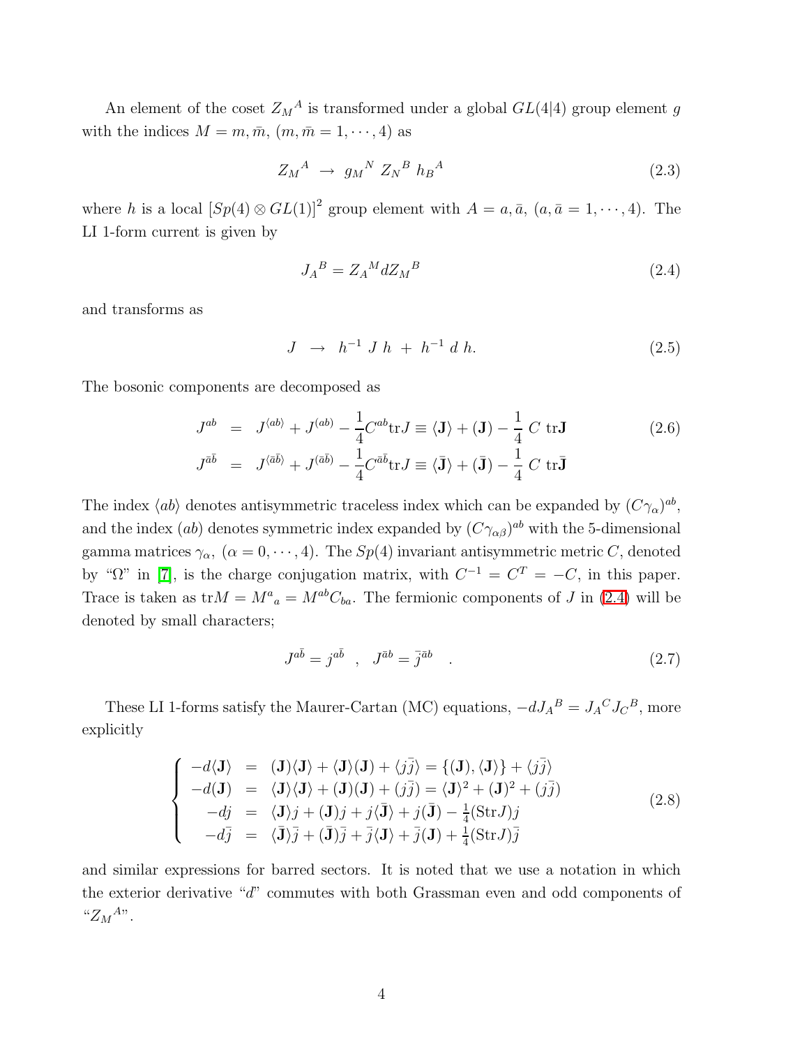An element of the coset ${Z_M}^A$ is transformed under a global $GL(4|4)$ group element $g$ with the indices $M = m, \bar{m}$, $(m, \bar{m} = 1, \cdots, 4)$ as

$$
{Z_M}^A \ \rightarrow \ {g_M}^N \ {Z_N}^B \ {h_B}^A \tag{2.3}
$$

where $h$ is a local $[Sp(4) \otimes GL(1)]^2$ group element with $A = a, \bar{a}$, $(a, \bar{a} = 1, \cdots, 4)$. The LI 1-form current is given by

$$
{J_A}^B = {Z_A}^M d{Z_M}^B \tag{2.4}
$$

and transforms as

$$
J \ \rightarrow \ h^{-1} \ J \ h \ + \ h^{-1} \ d \ h. \tag{2.5}
$$

The bosonic components are decomposed as

$$
\begin{aligned}
J^{ab} &= J^{\langle ab \rangle} + J^{(ab)} - \frac{1}{4} C^{ab} \text{tr} J \equiv \langle \mathbf{J} \rangle + (\mathbf{J}) - \frac{1}{4} \ C \ \text{tr} \mathbf{J} \\
J^{\bar{a}\bar{b}} &= J^{\langle \bar{a}\bar{b} \rangle} + J^{(\bar{a}\bar{b})} - \frac{1}{4} C^{\bar{a}\bar{b}} \text{tr} J \equiv \langle \bar{\mathbf{J}} \rangle + (\bar{\mathbf{J}}) - \frac{1}{4} \ C \ \text{tr} \bar{\mathbf{J}}
\end{aligned} \tag{2.6}
$$

The index $\langle ab \rangle$ denotes antisymmetric traceless index which can be expanded by $(C\gamma_\alpha)^{ab}$, and the index $(ab)$ denotes symmetric index expanded by $(C\gamma_{\alpha\beta})^{ab}$ with the 5-dimensional gamma matrices $\gamma_\alpha$, $(\alpha = 0, \cdots, 4)$. The $Sp(4)$ invariant antisymmetric metric $C$, denoted by "$\Omega$" in [7], is the charge conjugation matrix, with $C^{-1} = C^T = -C$, in this paper. Trace is taken as $\text{tr} M = {M^a}_a = M^{ab} C_{ba}$. The fermionic components of $J$ in (2.4) will be denoted by small characters;

$$
J^{a\bar{b}} = j^{a\bar{b}} \quad , \quad J^{\bar{a}b} = \bar{j}^{\bar{a}b} \quad . \tag{2.7}
$$

These LI 1-forms satisfy the Maurer-Cartan (MC) equations, $-d{J_A}^B = {J_A}^C {J_C}^B$, more explicitly

$$
\left\{
\begin{array}{rcl}
-d\langle \mathbf{J} \rangle &=& (\mathbf{J})\langle \mathbf{J} \rangle + \langle \mathbf{J} \rangle (\mathbf{J}) + \langle j\bar{j} \rangle = \{(\mathbf{J}), \langle \mathbf{J} \rangle\} + \langle j\bar{j} \rangle \\
-d(\mathbf{J}) &=& \langle \mathbf{J} \rangle \langle \mathbf{J} \rangle + (\mathbf{J})(\mathbf{J}) + (j\bar{j}) = \langle \mathbf{J} \rangle^2 + (\mathbf{J})^2 + (j\bar{j}) \\
-dj &=& \langle \mathbf{J} \rangle j + (\mathbf{J}) j + j \langle \bar{\mathbf{J}} \rangle + j (\bar{\mathbf{J}}) - \frac{1}{4} (\text{Str} J) j \\
-d\bar{j} &=& \langle \bar{\mathbf{J}} \rangle \bar{j} + (\bar{\mathbf{J}}) \bar{j} + \bar{j} \langle \mathbf{J} \rangle + \bar{j} (\mathbf{J}) + \frac{1}{4} (\text{Str} J) \bar{j}
\end{array}
\right. \tag{2.8}
$$

and similar expressions for barred sectors. It is noted that we use a notation in which the exterior derivative "$d$" commutes with both Grassman even and odd components of "${Z_M}^A$".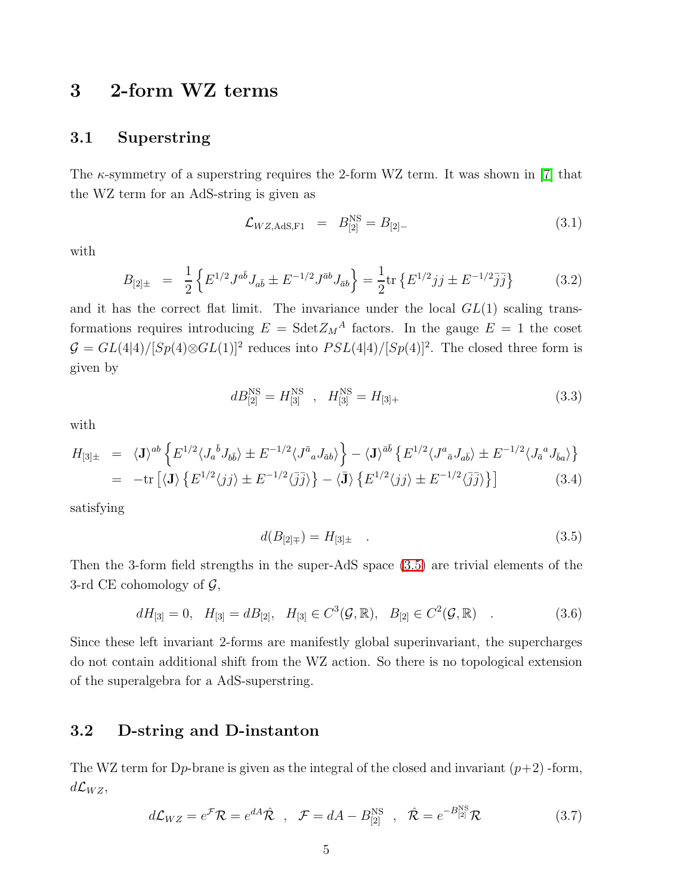## 3 2-form WZ terms

### 3.1 Superstring

The $\kappa$-symmetry of a superstring requires the 2-form WZ term. It was shown in [7] that the WZ term for an AdS-string is given as

$$\mathcal{L}_{WZ,\mathrm{AdS,F1}} = B_{[2]}^{\mathrm{NS}} = B_{[2]-} \tag{3.1}$$

with

$$B_{[2]\pm} = \frac{1}{2}\left\{E^{1/2}J^{a\bar{b}}J_{a\bar{b}} \pm E^{-1/2}J^{\bar{a}b}J_{\bar{a}b}\right\} = \frac{1}{2}\mathrm{tr}\left\{E^{1/2}jj \pm E^{-1/2}\bar{j}\bar{j}\right\} \tag{3.2}$$

and it has the correct flat limit. The invariance under the local $GL(1)$ scaling transformations requires introducing $E = \mathrm{Sdet}Z_M{}^A$ factors. In the gauge $E = 1$ the coset $\mathcal{G} = GL(4|4)/[Sp(4)\otimes GL(1)]^2$ reduces into $PSL(4|4)/[Sp(4)]^2$. The closed three form is given by

$$dB_{[2]}^{\mathrm{NS}} = H_{[3]}^{\mathrm{NS}} \quad , \quad H_{[3]}^{\mathrm{NS}} = H_{[3]+} \tag{3.3}$$

with

$$\begin{aligned} H_{[3]\pm} &= \langle \mathbf{J}\rangle^{ab}\left\{E^{1/2}\langle J_a{}^{\bar{b}}J_{b\bar{b}}\rangle \pm E^{-1/2}\langle J^{\bar{a}}{}_a J_{\bar{a}b}\rangle\right\} - \langle \mathbf{J}\rangle^{\bar{a}\bar{b}}\left\{E^{1/2}\langle J^a{}_{\bar{a}}J_{a\bar{b}}\rangle \pm E^{-1/2}\langle J_{\bar{a}}{}^a J_{\bar{b}a}\rangle\right\} \\ &= -\mathrm{tr}\left[\langle \mathbf{J}\rangle\left\{E^{1/2}\langle jj\rangle \pm E^{-1/2}\langle \bar{j}\bar{j}\rangle\right\} - \langle \bar{\mathbf{J}}\rangle\left\{E^{1/2}\langle jj\rangle \pm E^{-1/2}\langle \bar{j}\bar{j}\rangle\right\}\right] \end{aligned} \tag{3.4}$$

satisfying

$$d(B_{[2]\mp}) = H_{[3]\pm} \quad . \tag{3.5}$$

Then the 3-form field strengths in the super-AdS space (3.5) are trivial elements of the 3-rd CE cohomology of $\mathcal{G}$,

$$dH_{[3]} = 0, \quad H_{[3]} = dB_{[2]}, \quad H_{[3]} \in C^3(\mathcal{G},\mathbb{R}), \quad B_{[2]} \in C^2(\mathcal{G},\mathbb{R}) \quad . \tag{3.6}$$

Since these left invariant 2-forms are manifestly global superinvariant, the supercharges do not contain additional shift from the WZ action. So there is no topological extension of the superalgebra for a AdS-superstring.

### 3.2 D-string and D-instanton

The WZ term for D$p$-brane is given as the integral of the closed and invariant $(p+2)$ -form, $d\mathcal{L}_{WZ}$,

$$d\mathcal{L}_{WZ} = e^{\mathcal{F}}\mathcal{R} = e^{dA}\hat{\mathcal{R}} \quad , \quad \mathcal{F} = dA - B_{[2]}^{\mathrm{NS}} \quad , \quad \hat{\mathcal{R}} = e^{-B_{[2]}^{\mathrm{NS}}}\mathcal{R} \tag{3.7}$$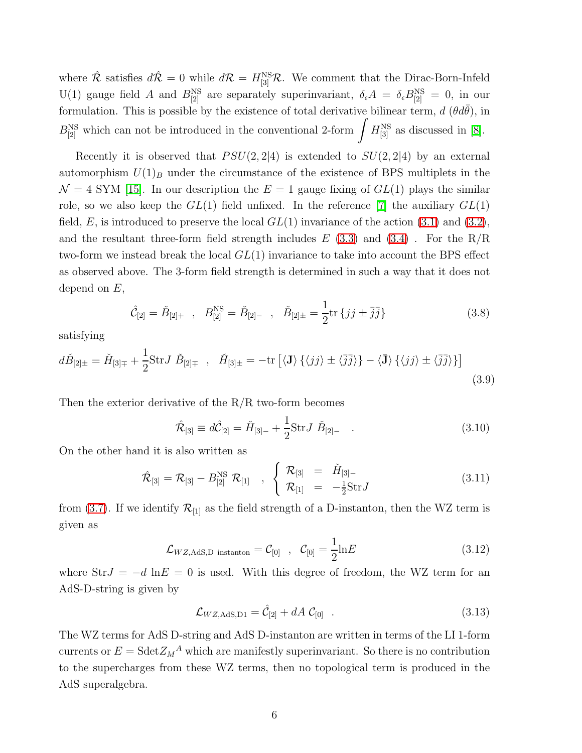where $\hat{\mathcal{R}}$ satisfies $d\hat{\mathcal{R}} = 0$ while $d\mathcal{R} = H^{\rm NS}_{[3]}\mathcal{R}$. We comment that the Dirac-Born-Infeld U(1) gauge field $A$ and $B^{\rm NS}_{[2]}$ are separately superinvariant, $\delta_\epsilon A = \delta_\epsilon B^{\rm NS}_{[2]} = 0$, in our formulation. This is possible by the existence of total derivative bilinear term, $d\,(\theta d\bar{\theta})$, in $B^{\rm NS}_{[2]}$ which can not be introduced in the conventional 2-form $\displaystyle\int H^{\rm NS}_{[3]}$ as discussed in [8].

Recently it is observed that $PSU(2,2|4)$ is extended to $SU(2,2|4)$ by an external automorphism $U(1)_B$ under the circumstance of the existence of BPS multiplets in the $\mathcal{N}=4$ SYM [15]. In our description the $E=1$ gauge fixing of $GL(1)$ plays the similar role, so we also keep the $GL(1)$ field unfixed. In the reference [7] the auxiliary $GL(1)$ field, $E$, is introduced to preserve the local $GL(1)$ invariance of the action (3.1) and (3.2), and the resultant three-form field strength includes $E$ (3.3) and (3.4) . For the R/R two-form we instead break the local $GL(1)$ invariance to take into account the BPS effect as observed above. The 3-form field strength is determined in such a way that it does not depend on $E$,

$$\hat{\mathcal{C}}_{[2]} = \check{B}_{[2]+} \quad,\quad B^{\rm NS}_{[2]} = \check{B}_{[2]-} \quad,\quad \check{B}_{[2]\pm} = \frac{1}{2}{\rm tr}\left\{jj \pm \bar{j}\bar{j}\right\} \tag{3.8}$$

satisfying

$$d\check{B}_{[2]\pm} = \check{H}_{[3]\mp} + \frac{1}{2}{\rm Str}J\;\check{B}_{[2]\mp} \quad,\quad \check{H}_{[3]\pm} = -{\rm tr}\left[\langle \mathbf{J}\rangle\left\{\langle jj\rangle \pm \langle \bar{j}\bar{j}\rangle\right\} - \langle \bar{\mathbf{J}}\rangle\left\{\langle jj\rangle \pm \langle \bar{j}\bar{j}\rangle\right\}\right] \tag{3.9}$$

Then the exterior derivative of the R/R two-form becomes

$$\hat{\mathcal{R}}_{[3]} \equiv d\hat{\mathcal{C}}_{[2]} = \check{H}_{[3]-} + \frac{1}{2}{\rm Str}J\;\check{B}_{[2]-} \quad. \tag{3.10}$$

On the other hand it is also written as

$$\hat{\mathcal{R}}_{[3]} = \mathcal{R}_{[3]} - B^{\rm NS}_{[2]}\;\mathcal{R}_{[1]} \quad,\quad \left\{\begin{array}{lcl}\mathcal{R}_{[3]} &=& \check{H}_{[3]-}\\ \mathcal{R}_{[1]} &=& -\frac{1}{2}{\rm Str}J\end{array}\right. \tag{3.11}$$

from (3.7). If we identify $\mathcal{R}_{[1]}$ as the field strength of a D-instanton, then the WZ term is given as

$$\mathcal{L}_{WZ,{\rm AdS,D\ instanton}} = \mathcal{C}_{[0]} \quad,\quad \mathcal{C}_{[0]} = \frac{1}{2}{\rm ln}E \tag{3.12}$$

where ${\rm Str}J = -d\;{\rm ln}E = 0$ is used. With this degree of freedom, the WZ term for an AdS-D-string is given by

$$\mathcal{L}_{WZ,{\rm AdS,D1}} = \hat{\mathcal{C}}_{[2]} + dA\;\mathcal{C}_{[0]} \quad. \tag{3.13}$$

The WZ terms for AdS D-string and AdS D-instanton are written in terms of the LI 1-form currents or $E = {\rm Sdet}Z_M{}^A$ which are manifestly superinvariant. So there is no contribution to the supercharges from these WZ terms, then no topological term is produced in the AdS superalgebra.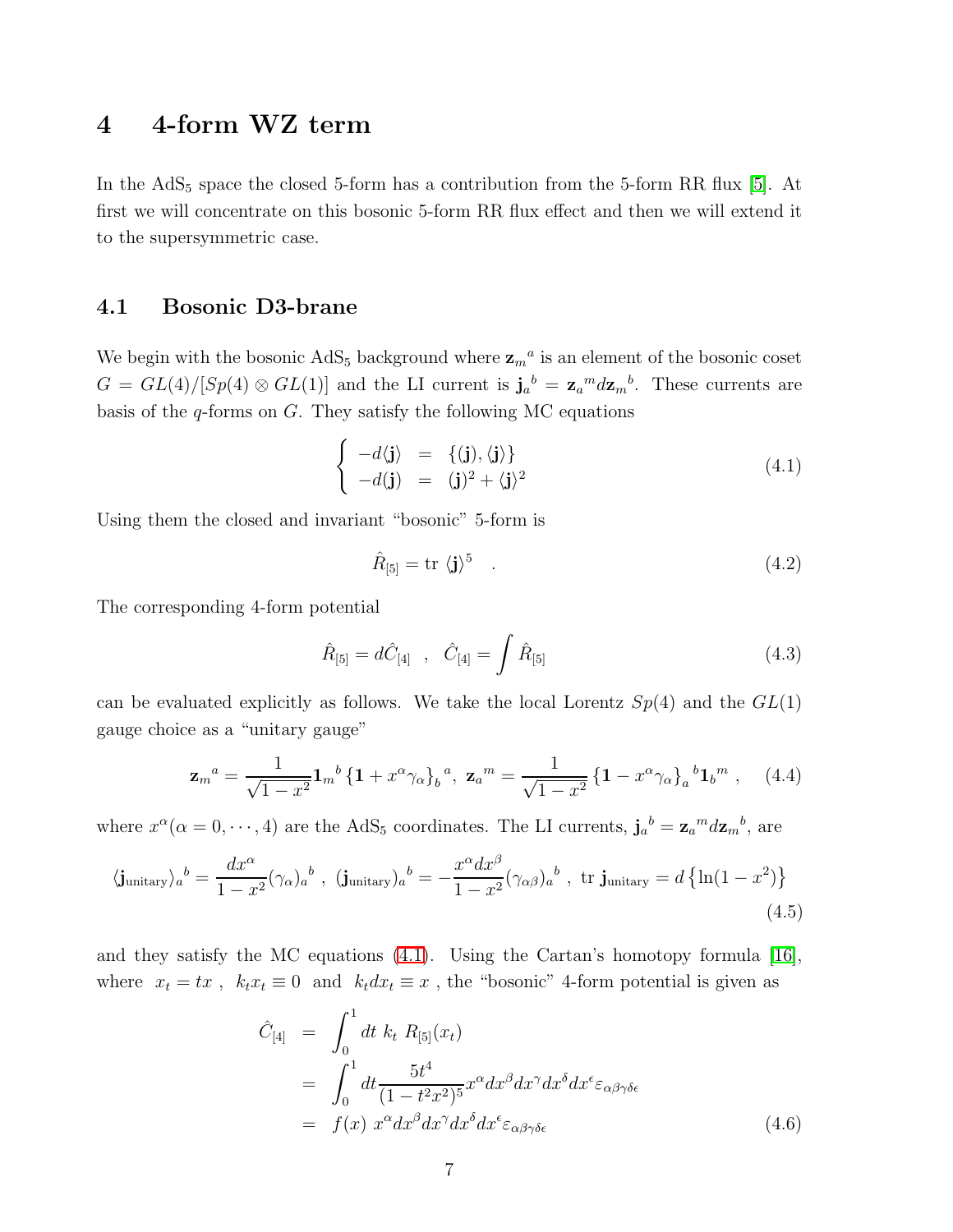# 4 4-form WZ term

In the $\mathrm{AdS}_5$ space the closed 5-form has a contribution from the 5-form RR flux [5]. At first we will concentrate on this bosonic 5-form RR flux effect and then we will extend it to the supersymmetric case.

## 4.1 Bosonic D3-brane

We begin with the bosonic $\mathrm{AdS}_5$ background where $\mathbf{z}_m{}^a$ is an element of the bosonic coset $G = GL(4)/[Sp(4) \otimes GL(1)]$ and the LI current is $\mathbf{j}_a{}^b = \mathbf{z}_a{}^m d\mathbf{z}_m{}^b$. These currents are basis of the $q$-forms on $G$. They satisfy the following MC equations

$$\left\{ \begin{array}{rcl} -d\langle \mathbf{j} \rangle & = & \{(\mathbf{j}), \langle \mathbf{j} \rangle\} \\ -d(\mathbf{j}) & = & (\mathbf{j})^2 + \langle \mathbf{j} \rangle^2 \end{array} \right. \tag{4.1}$$

Using them the closed and invariant "bosonic" 5-form is

$$\hat{R}_{[5]} = \mathrm{tr}\ \langle \mathbf{j} \rangle^5 \quad . \tag{4.2}$$

The corresponding 4-form potential

$$\hat{R}_{[5]} = d\hat{C}_{[4]} \quad , \quad \hat{C}_{[4]} = \int \hat{R}_{[5]} \tag{4.3}$$

can be evaluated explicitly as follows. We take the local Lorentz $Sp(4)$ and the $GL(1)$ gauge choice as a "unitary gauge"

$$\mathbf{z}_m{}^a = \frac{1}{\sqrt{1-x^2}} \mathbf{1}_m{}^b \left\{ \mathbf{1} + x^\alpha \gamma_\alpha \right\}_b{}^a, \ \mathbf{z}_a{}^m = \frac{1}{\sqrt{1-x^2}} \left\{ \mathbf{1} - x^\alpha \gamma_\alpha \right\}_a{}^b \mathbf{1}_b{}^m \ , \tag{4.4}$$

where $x^\alpha (\alpha = 0, \cdots, 4)$ are the $\mathrm{AdS}_5$ coordinates. The LI currents, $\mathbf{j}_a{}^b = \mathbf{z}_a{}^m d\mathbf{z}_m{}^b$, are

$$\langle \mathbf{j}_{\mathrm{unitary}} \rangle_a{}^b = \frac{dx^\alpha}{1-x^2} (\gamma_\alpha)_a{}^b \ , \ (\mathbf{j}_{\mathrm{unitary}})_a{}^b = -\frac{x^\alpha dx^\beta}{1-x^2} (\gamma_{\alpha\beta})_a{}^b \ , \ \mathrm{tr}\ \mathbf{j}_{\mathrm{unitary}} = d\left\{ \ln(1-x^2) \right\} \tag{4.5}$$

and they satisfy the MC equations (4.1). Using the Cartan's homotopy formula [16], where $x_t = tx$ , $k_t x_t \equiv 0$ and $k_t dx_t \equiv x$ , the "bosonic" 4-form potential is given as

$$\begin{aligned} \hat{C}_{[4]} &= \int_0^1 dt\ k_t\ R_{[5]}(x_t) \\ &= \int_0^1 dt \frac{5t^4}{(1-t^2x^2)^5} x^\alpha dx^\beta dx^\gamma dx^\delta dx^\epsilon \varepsilon_{\alpha\beta\gamma\delta\epsilon} \\ &= f(x)\ x^\alpha dx^\beta dx^\gamma dx^\delta dx^\epsilon \varepsilon_{\alpha\beta\gamma\delta\epsilon} \end{aligned} \tag{4.6}$$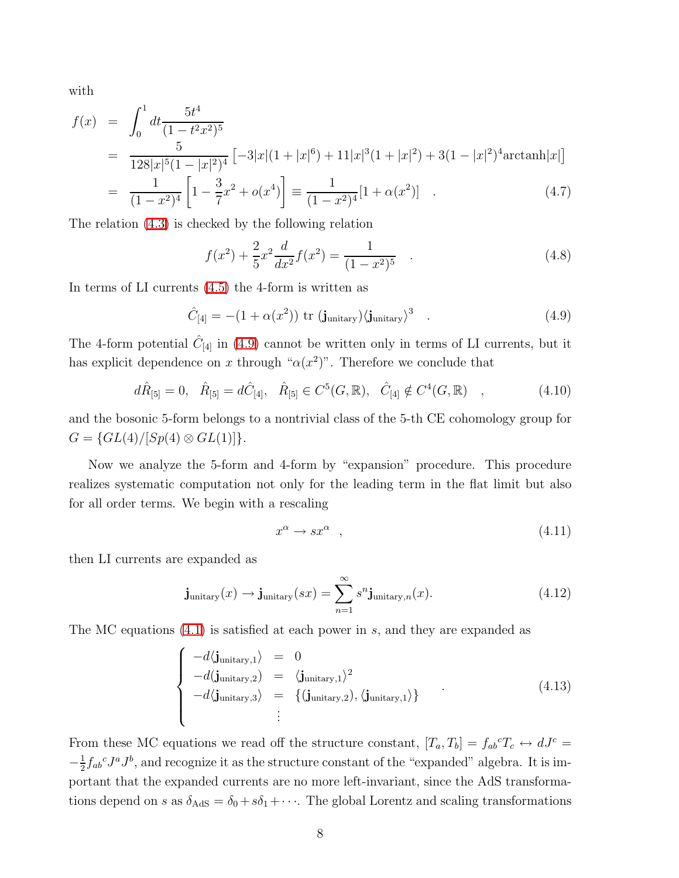with

$$
\begin{aligned}
f(x) &= \int_0^1 dt \frac{5t^4}{(1-t^2x^2)^5} \\
&= \frac{5}{128|x|^5(1-|x|^2)^4}\left[-3|x|(1+|x|^6)+11|x|^3(1+|x|^2)+3(1-|x|^2)^4\text{arctanh}|x|\right] \\
&= \frac{1}{(1-x^2)^4}\left[1-\frac{3}{7}x^2+o(x^4)\right] \equiv \frac{1}{(1-x^2)^4}[1+\alpha(x^2)] \quad . \qquad (4.7)
\end{aligned}
$$

The relation (4.3) is checked by the following relation

$$
f(x^2)+\frac{2}{5}x^2\frac{d}{dx^2}f(x^2)=\frac{1}{(1-x^2)^5} \quad . \qquad (4.8)
$$

In terms of LI currents (4.5) the 4-form is written as

$$
\hat{C}_{[4]} = -(1+\alpha(x^2)) \ \text{tr} \ (\mathbf{j}_{\text{unitary}})\langle\mathbf{j}_{\text{unitary}}\rangle^3 \quad . \qquad (4.9)
$$

The 4-form potential $\hat{C}_{[4]}$ in (4.9) cannot be written only in terms of LI currents, but it has explicit dependence on $x$ through "$\alpha(x^2)$". Therefore we conclude that

$$
d\hat{R}_{[5]}=0, \quad \hat{R}_{[5]}=d\hat{C}_{[4]}, \quad \hat{R}_{[5]}\in C^5(G,\mathbb{R}), \quad \hat{C}_{[4]}\notin C^4(G,\mathbb{R}) \quad , \qquad (4.10)
$$

and the bosonic 5-form belongs to a nontrivial class of the 5-th CE cohomology group for $G=\{GL(4)/[Sp(4)\otimes GL(1)]\}$.

Now we analyze the 5-form and 4-form by "expansion" procedure. This procedure realizes systematic computation not only for the leading term in the flat limit but also for all order terms. We begin with a rescaling

$$
x^\alpha \to s x^\alpha \quad , \qquad (4.11)
$$

then LI currents are expanded as

$$
\mathbf{j}_{\text{unitary}}(x) \to \mathbf{j}_{\text{unitary}}(sx) = \sum_{n=1}^{\infty} s^n \mathbf{j}_{\text{unitary},n}(x). \qquad (4.12)
$$

The MC equations (4.1) is satisfied at each power in $s$, and they are expanded as

$$
\left\{
\begin{array}{rcl}
-d\langle\mathbf{j}_{\text{unitary},1}\rangle &=& 0 \\
-d(\mathbf{j}_{\text{unitary},2}) &=& \langle\mathbf{j}_{\text{unitary},1}\rangle^2 \\
-d\langle\mathbf{j}_{\text{unitary},3}\rangle &=& \{(\mathbf{j}_{\text{unitary},2}),\langle\mathbf{j}_{\text{unitary},1}\rangle\} \\
 & \vdots &
\end{array}
\right. \quad . \qquad (4.13)
$$

From these MC equations we read off the structure constant, $[T_a,T_b]=f_{ab}{}^cT_c \leftrightarrow dJ^c=-\frac{1}{2}f_{ab}{}^cJ^aJ^b$, and recognize it as the structure constant of the "expanded" algebra. It is important that the expanded currents are no more left-invariant, since the AdS transformations depend on $s$ as $\delta_{\text{AdS}}=\delta_0+s\delta_1+\cdots$. The global Lorentz and scaling transformations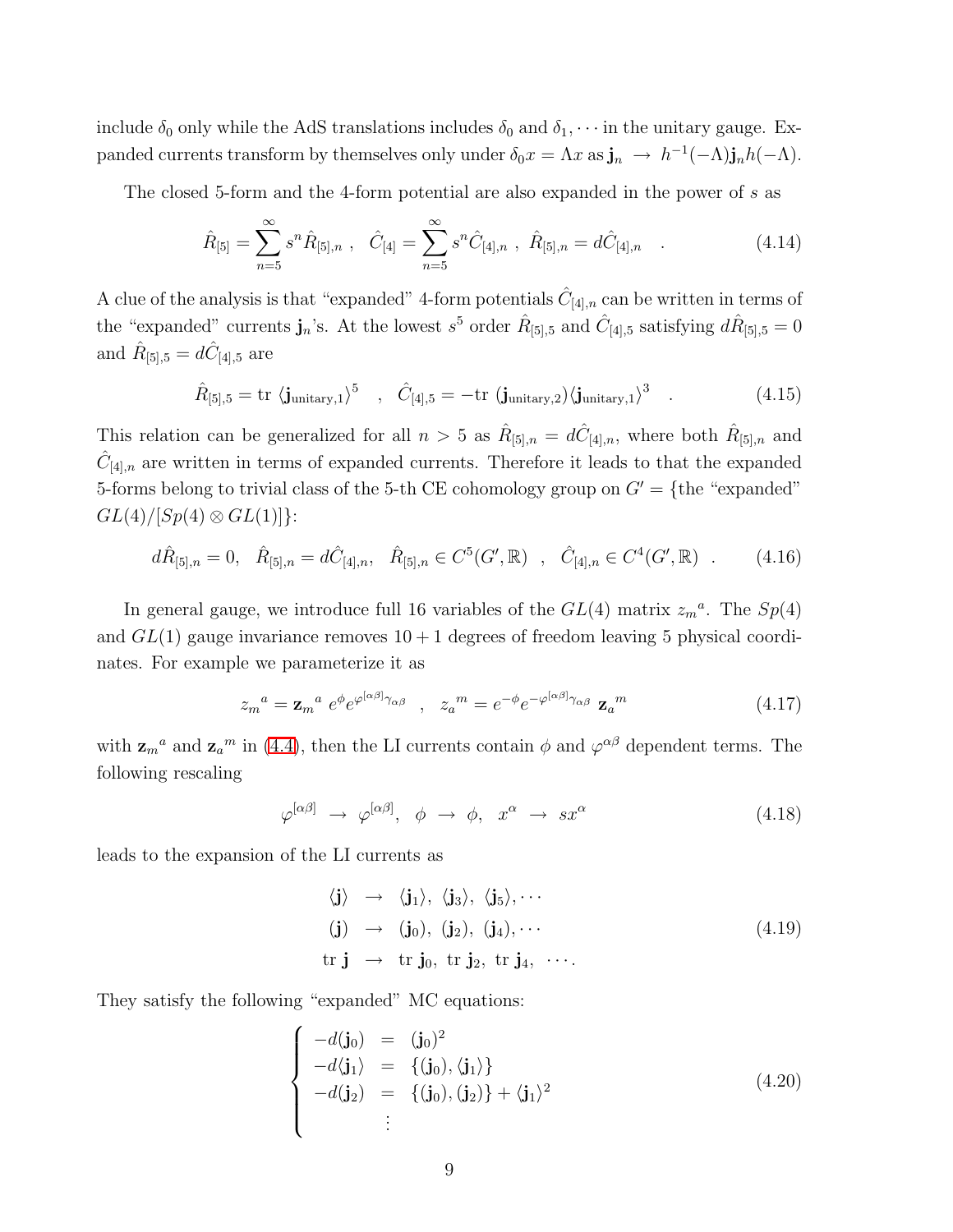include $\delta_0$ only while the AdS translations includes $\delta_0$ and $\delta_1, \cdots$ in the unitary gauge. Expanded currents transform by themselves only under $\delta_0 x = \Lambda x$ as $\mathbf{j}_n \;\to\; h^{-1}(-\Lambda)\mathbf{j}_n h(-\Lambda)$.

The closed 5-form and the 4-form potential are also expanded in the power of $s$ as

$$\hat{R}_{[5]} = \sum_{n=5}^{\infty} s^n \hat{R}_{[5],n} \;,\;\; \hat{C}_{[4]} = \sum_{n=5}^{\infty} s^n \hat{C}_{[4],n} \;,\; \hat{R}_{[5],n} = d\hat{C}_{[4],n} \quad . \tag{4.14}$$

A clue of the analysis is that "expanded" 4-form potentials $\hat{C}_{[4],n}$ can be written in terms of the "expanded" currents $\mathbf{j}_n$'s. At the lowest $s^5$ order $\hat{R}_{[5],5}$ and $\hat{C}_{[4],5}$ satisfying $d\hat{R}_{[5],5} = 0$ and $\hat{R}_{[5],5} = d\hat{C}_{[4],5}$ are

$$\hat{R}_{[5],5} = \mathrm{tr}\; \langle \mathbf{j}_{\mathrm{unitary},1} \rangle^5 \quad , \quad \hat{C}_{[4],5} = -\mathrm{tr}\; (\mathbf{j}_{\mathrm{unitary},2}) \langle \mathbf{j}_{\mathrm{unitary},1} \rangle^3 \quad . \tag{4.15}$$

This relation can be generalized for all $n > 5$ as $\hat{R}_{[5],n} = d\hat{C}_{[4],n}$, where both $\hat{R}_{[5],n}$ and $\hat{C}_{[4],n}$ are written in terms of expanded currents. Therefore it leads to that the expanded 5-forms belong to trivial class of the 5-th CE cohomology group on $G' = \{$the "expanded" $GL(4)/[Sp(4) \otimes GL(1)]\}$:

$$d\hat{R}_{[5],n} = 0, \quad \hat{R}_{[5],n} = d\hat{C}_{[4],n}, \quad \hat{R}_{[5],n} \in C^5(G', \mathbb{R}) \quad , \quad \hat{C}_{[4],n} \in C^4(G', \mathbb{R}) \quad . \tag{4.16}$$

In general gauge, we introduce full 16 variables of the $GL(4)$ matrix $z_m{}^a$. The $Sp(4)$ and $GL(1)$ gauge invariance removes $10 + 1$ degrees of freedom leaving 5 physical coordinates. For example we parameterize it as

$$z_m{}^a = \mathbf{z}_m{}^a \; e^{\phi} e^{\varphi^{[\alpha\beta]}\gamma_{\alpha\beta}} \quad , \quad z_a{}^m = e^{-\phi} e^{-\varphi^{[\alpha\beta]}\gamma_{\alpha\beta}} \; \mathbf{z}_a{}^m \tag{4.17}$$

with $\mathbf{z}_m{}^a$ and $\mathbf{z}_a{}^m$ in (4.4), then the LI currents contain $\phi$ and $\varphi^{\alpha\beta}$ dependent terms. The following rescaling

$$\varphi^{[\alpha\beta]} \;\to\; \varphi^{[\alpha\beta]}, \;\; \phi \;\to\; \phi, \;\; x^\alpha \;\to\; s x^\alpha \tag{4.18}$$

leads to the expansion of the LI currents as

$$\begin{array}{rcl} \langle \mathbf{j} \rangle & \to & \langle \mathbf{j}_1 \rangle, \; \langle \mathbf{j}_3 \rangle, \; \langle \mathbf{j}_5 \rangle, \cdots \\ (\mathbf{j}) & \to & (\mathbf{j}_0), \; (\mathbf{j}_2), \; (\mathbf{j}_4), \cdots \\ \mathrm{tr}\; \mathbf{j} & \to & \mathrm{tr}\; \mathbf{j}_0, \; \mathrm{tr}\; \mathbf{j}_2, \; \mathrm{tr}\; \mathbf{j}_4, \; \cdots . \end{array} \tag{4.19}$$

They satisfy the following "expanded" MC equations:

$$\left\{ \begin{array}{rcl} -d(\mathbf{j}_0) & = & (\mathbf{j}_0)^2 \\ -d\langle \mathbf{j}_1 \rangle & = & \{(\mathbf{j}_0), \langle \mathbf{j}_1 \rangle\} \\ -d(\mathbf{j}_2) & = & \{(\mathbf{j}_0), (\mathbf{j}_2)\} + \langle \mathbf{j}_1 \rangle^2 \\ & \vdots & \end{array} \right. \tag{4.20}$$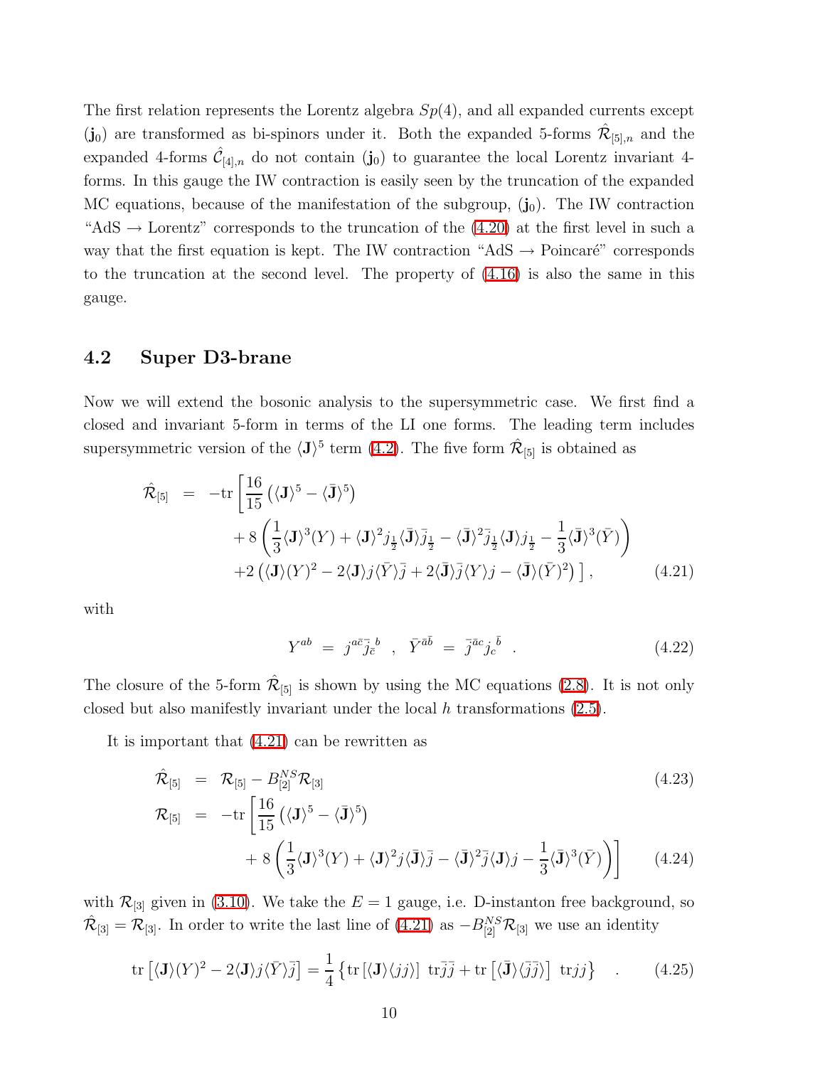The first relation represents the Lorentz algebra $Sp(4)$, and all expanded currents except $(\mathbf{j}_0)$ are transformed as bi-spinors under it. Both the expanded 5-forms $\hat{\mathcal{R}}_{[5],n}$ and the expanded 4-forms $\hat{\mathcal{C}}_{[4],n}$ do not contain $(\mathbf{j}_0)$ to guarantee the local Lorentz invariant 4-forms. In this gauge the IW contraction is easily seen by the truncation of the expanded MC equations, because of the manifestation of the subgroup, $(\mathbf{j}_0)$. The IW contraction "AdS → Lorentz" corresponds to the truncation of the (4.20) at the first level in such a way that the first equation is kept. The IW contraction "AdS → Poincaré" corresponds to the truncation at the second level. The property of (4.16) is also the same in this gauge.

### 4.2 Super D3-brane

Now we will extend the bosonic analysis to the supersymmetric case. We first find a closed and invariant 5-form in terms of the LI one forms. The leading term includes supersymmetric version of the $\langle \mathbf{J} \rangle^5$ term (4.2). The five form $\hat{\mathcal{R}}_{[5]}$ is obtained as

$$
\begin{aligned}
\hat{\mathcal{R}}_{[5]} \;=\; -\mathrm{tr}\Big[ & \frac{16}{15}\left(\langle \mathbf{J}\rangle^5 - \langle \bar{\mathbf{J}}\rangle^5\right) \\
& + 8\left(\frac{1}{3}\langle \mathbf{J}\rangle^3 (Y) + \langle \mathbf{J}\rangle^2 j_{\frac{1}{2}} \langle \bar{\mathbf{J}}\rangle \bar{j}_{\frac{1}{2}} - \langle \bar{\mathbf{J}}\rangle^2 \bar{j}_{\frac{1}{2}} \langle \mathbf{J}\rangle j_{\frac{1}{2}} - \frac{1}{3}\langle \bar{\mathbf{J}}\rangle^3 (\bar{Y})\right) \\
& + 2\left(\langle \mathbf{J}\rangle (Y)^2 - 2\langle \mathbf{J}\rangle j \langle \bar{Y}\rangle \bar{j} + 2\langle \bar{\mathbf{J}}\rangle \bar{j} \langle Y\rangle j - \langle \bar{\mathbf{J}}\rangle (\bar{Y})^2\right)\Big] ,
\end{aligned}
\tag{4.21}
$$

with

$$
Y^{ab} \;=\; j^{a\bar{c}}\bar{j}_{\bar{c}}{}^{b} \quad , \quad \bar{Y}^{\bar{a}\bar{b}} \;=\; \bar{j}^{\bar{a}c} j_c{}^{\bar{b}} \quad . \tag{4.22}
$$

The closure of the 5-form $\hat{\mathcal{R}}_{[5]}$ is shown by using the MC equations (2.8). It is not only closed but also manifestly invariant under the local $h$ transformations (2.5).

It is important that (4.21) can be rewritten as

$$
\hat{\mathcal{R}}_{[5]} \;=\; \mathcal{R}_{[5]} - B^{NS}_{[2]}\mathcal{R}_{[3]} \tag{4.23}
$$

$$
\mathcal{R}_{[5]} \;=\; -\mathrm{tr}\left[\frac{16}{15}\left(\langle \mathbf{J}\rangle^5 - \langle \bar{\mathbf{J}}\rangle^5\right) + 8\left(\frac{1}{3}\langle \mathbf{J}\rangle^3 (Y) + \langle \mathbf{J}\rangle^2 j \langle \bar{\mathbf{J}}\rangle \bar{j} - \langle \bar{\mathbf{J}}\rangle^2 \bar{j} \langle \mathbf{J}\rangle j - \frac{1}{3}\langle \bar{\mathbf{J}}\rangle^3 (\bar{Y})\right)\right] \tag{4.24}
$$

with $\mathcal{R}_{[3]}$ given in (3.10). We take the $E = 1$ gauge, i.e. D-instanton free background, so $\hat{\mathcal{R}}_{[3]} = \mathcal{R}_{[3]}$. In order to write the last line of (4.21) as $-B^{NS}_{[2]}\mathcal{R}_{[3]}$ we use an identity

$$
\mathrm{tr}\left[\langle \mathbf{J}\rangle (Y)^2 - 2\langle \mathbf{J}\rangle j \langle \bar{Y}\rangle \bar{j}\right] = \frac{1}{4}\left\{\mathrm{tr}\left[\langle \mathbf{J}\rangle \langle jj\rangle\right]\ \mathrm{tr}\bar{j}\bar{j} + \mathrm{tr}\left[\langle \bar{\mathbf{J}}\rangle \langle \bar{j}\bar{j}\rangle\right]\ \mathrm{tr}jj\right\} \quad . \tag{4.25}
$$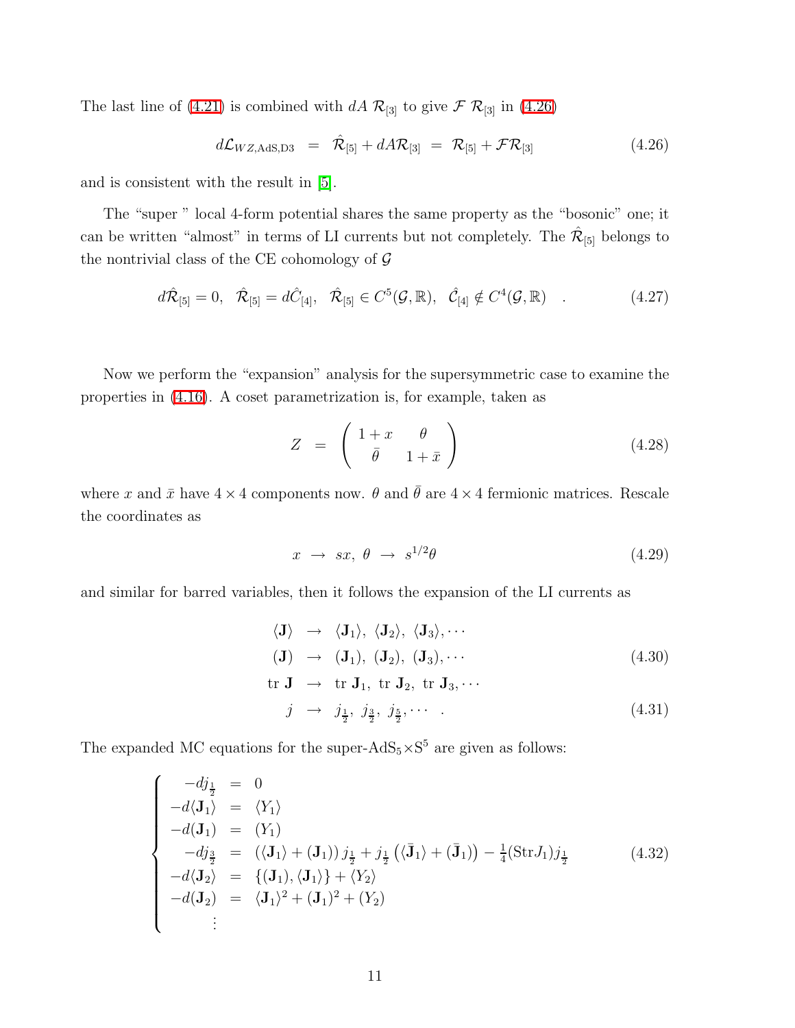The last line of (4.21) is combined with $dA\ \mathcal{R}_{[3]}$ to give $\mathcal{F}\ \mathcal{R}_{[3]}$ in (4.26)

$$
d\mathcal{L}_{WZ,\text{AdS,D3}} \;=\; \hat{\mathcal{R}}_{[5]} + dA\mathcal{R}_{[3]} \;=\; \mathcal{R}_{[5]} + \mathcal{F}\mathcal{R}_{[3]} \tag{4.26}
$$

and is consistent with the result in [5].

The "super " local 4-form potential shares the same property as the "bosonic" one; it can be written "almost" in terms of LI currents but not completely. The $\hat{\mathcal{R}}_{[5]}$ belongs to the nontrivial class of the CE cohomology of $\mathcal{G}$

$$
d\hat{\mathcal{R}}_{[5]} = 0, \quad \hat{\mathcal{R}}_{[5]} = d\hat{\mathcal{C}}_{[4]}, \quad \hat{\mathcal{R}}_{[5]} \in C^5(\mathcal{G},\mathbb{R}), \quad \hat{\mathcal{C}}_{[4]} \notin C^4(\mathcal{G},\mathbb{R}) \quad . \tag{4.27}
$$

Now we perform the "expansion" analysis for the supersymmetric case to examine the properties in (4.16). A coset parametrization is, for example, taken as

$$
Z \;=\; \begin{pmatrix} 1+x & \theta \\ \bar{\theta} & 1+\bar{x} \end{pmatrix} \tag{4.28}
$$

where $x$ and $\bar{x}$ have $4\times 4$ components now. $\theta$ and $\bar{\theta}$ are $4\times 4$ fermionic matrices. Rescale the coordinates as

$$
x \;\to\; sx,\ \theta \;\to\; s^{1/2}\theta \tag{4.29}
$$

and similar for barred variables, then it follows the expansion of the LI currents as

$$
\begin{aligned}
\langle \mathbf{J}\rangle &\;\to\; \langle \mathbf{J}_1\rangle,\ \langle \mathbf{J}_2\rangle,\ \langle \mathbf{J}_3\rangle,\cdots \\
(\mathbf{J}) &\;\to\; (\mathbf{J}_1),\ (\mathbf{J}_2),\ (\mathbf{J}_3),\cdots \\
\text{tr}\ \mathbf{J} &\;\to\; \text{tr}\ \mathbf{J}_1,\ \text{tr}\ \mathbf{J}_2,\ \text{tr}\ \mathbf{J}_3,\cdots
\end{aligned} \tag{4.30}
$$

$$
j \;\to\; j_{\frac{1}{2}},\ j_{\frac{3}{2}},\ j_{\frac{5}{2}},\cdots \quad . \tag{4.31}
$$

The expanded MC equations for the super-AdS$_5\times$S$^5$ are given as follows:

$$
\left\{
\begin{aligned}
-dj_{\frac{1}{2}} &= 0 \\
-d\langle \mathbf{J}_1\rangle &= \langle Y_1\rangle \\
-d(\mathbf{J}_1) &= (Y_1) \\
-dj_{\frac{3}{2}} &= \left(\langle \mathbf{J}_1\rangle + (\mathbf{J}_1)\right) j_{\frac{1}{2}} + j_{\frac{1}{2}}\left(\langle \bar{\mathbf{J}}_1\rangle + (\bar{\mathbf{J}}_1)\right) - \tfrac{1}{4}(\text{Str}J_1)j_{\frac{1}{2}} \\
-d\langle \mathbf{J}_2\rangle &= \{(\mathbf{J}_1),\langle \mathbf{J}_1\rangle\} + \langle Y_2\rangle \\
-d(\mathbf{J}_2) &= \langle \mathbf{J}_1\rangle^2 + (\mathbf{J}_1)^2 + (Y_2) \\
&\ \ \vdots
\end{aligned}
\right. \tag{4.32}
$$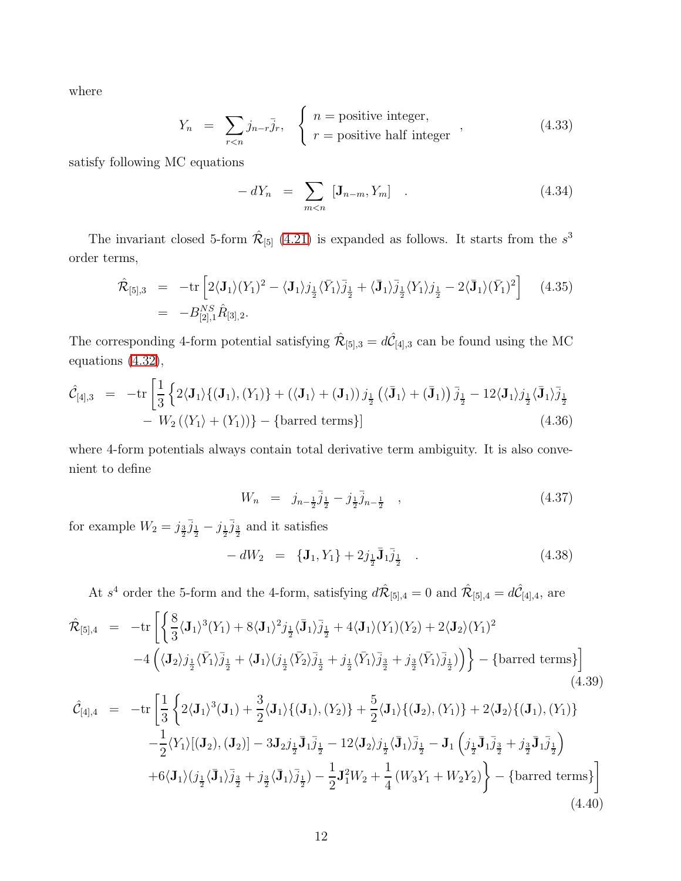where

$$Y_n \;\; = \;\; \sum_{r<n} j_{n-r}\bar{j}_r, \quad \begin{cases} n = \text{positive integer}, \\ r = \text{positive half integer} \end{cases}, \tag{4.33}$$

satisfy following MC equations

$$-\, dY_n \;\; = \;\; \sum_{m<n} \left[\mathbf{J}_{n-m}, Y_m\right] \quad . \tag{4.34}$$

The invariant closed 5-form $\hat{\mathcal{R}}_{[5]}$ (4.21) is expanded as follows. It starts from the $s^3$ order terms,

$$\begin{aligned}\hat{\mathcal{R}}_{[5],3} \;\; &= \;\; -\mathrm{tr}\left[2\langle\mathbf{J}_1\rangle(Y_1)^2 - \langle\mathbf{J}_1\rangle j_{\frac{1}{2}}\langle\bar{Y}_1\rangle\bar{j}_{\frac{1}{2}} + \langle\bar{\mathbf{J}}_1\rangle\bar{j}_{\frac{1}{2}}\langle Y_1\rangle j_{\frac{1}{2}} - 2\langle\bar{\mathbf{J}}_1\rangle(\bar{Y}_1)^2\right] \\ &= \;\; -B^{NS}_{[2],1}\hat{R}_{[3],2}.\end{aligned} \tag{4.35}$$

The corresponding 4-form potential satisfying $\hat{\mathcal{R}}_{[5],3} = d\hat{\mathcal{C}}_{[4],3}$ can be found using the MC equations (4.32),

$$\begin{aligned}\hat{\mathcal{C}}_{[4],3} \;\; = \;\; -\mathrm{tr}\Big[\frac{1}{3}\Big\{&2\langle\mathbf{J}_1\rangle\{(\mathbf{J}_1),(Y_1)\} + \left(\langle\mathbf{J}_1\rangle + (\mathbf{J}_1)\right)j_{\frac{1}{2}}\left(\langle\bar{\mathbf{J}}_1\rangle + (\bar{\mathbf{J}}_1)\right)\bar{j}_{\frac{1}{2}} - 12\langle\mathbf{J}_1\rangle j_{\frac{1}{2}}\langle\bar{\mathbf{J}}_1\rangle\bar{j}_{\frac{1}{2}} \\ &-\; W_2\left(\langle Y_1\rangle + (Y_1)\right)\Big\} - \{\text{barred terms}\}\Big]\end{aligned} \tag{4.36}$$

where 4-form potentials always contain total derivative term ambiguity. It is also convenient to define

$$W_n \;\; = \;\; j_{n-\frac{1}{2}}\bar{j}_{\frac{1}{2}} - j_{\frac{1}{2}}\bar{j}_{n-\frac{1}{2}} \quad , \tag{4.37}$$

for example $W_2 = j_{\frac{3}{2}}\bar{j}_{\frac{1}{2}} - j_{\frac{1}{2}}\bar{j}_{\frac{3}{2}}$ and it satisfies

$$-\, dW_2 \;\; = \;\; \{\mathbf{J}_1, Y_1\} + 2j_{\frac{1}{2}}\bar{\mathbf{J}}_1\bar{j}_{\frac{1}{2}} \quad . \tag{4.38}$$

At $s^4$ order the 5-form and the 4-form, satisfying $d\hat{\mathcal{R}}_{[5],4} = 0$ and $\hat{\mathcal{R}}_{[5],4} = d\hat{\mathcal{C}}_{[4],4}$, are

$$\begin{aligned}\hat{\mathcal{R}}_{[5],4} \;\; = \;\; -\mathrm{tr}\Big[\Big\{&\frac{8}{3}\langle\mathbf{J}_1\rangle^3(Y_1) + 8\langle\mathbf{J}_1\rangle^2 j_{\frac{1}{2}}\langle\bar{\mathbf{J}}_1\rangle\bar{j}_{\frac{1}{2}} + 4\langle\mathbf{J}_1\rangle(Y_1)(Y_2) + 2\langle\mathbf{J}_2\rangle(Y_1)^2 \\ &-4\left(\langle\mathbf{J}_2\rangle j_{\frac{1}{2}}\langle\bar{Y}_1\rangle\bar{j}_{\frac{1}{2}} + \langle\mathbf{J}_1\rangle(j_{\frac{1}{2}}\langle\bar{Y}_2\rangle\bar{j}_{\frac{1}{2}} + j_{\frac{1}{2}}\langle\bar{Y}_1\rangle\bar{j}_{\frac{3}{2}} + j_{\frac{3}{2}}\langle\bar{Y}_1\rangle\bar{j}_{\frac{1}{2}})\right)\Big\} - \{\text{barred terms}\}\Big]\end{aligned} \tag{4.39}$$

$$\begin{aligned}\hat{\mathcal{C}}_{[4],4} \;\; = \;\; -\mathrm{tr}\Big[\frac{1}{3}\Big\{&2\langle\mathbf{J}_1\rangle^3(\mathbf{J}_1) + \frac{3}{2}\langle\mathbf{J}_1\rangle\{(\mathbf{J}_1),(Y_2)\} + \frac{5}{2}\langle\mathbf{J}_1\rangle\{(\mathbf{J}_2),(Y_1)\} + 2\langle\mathbf{J}_2\rangle\{(\mathbf{J}_1),(Y_1)\} \\ &-\frac{1}{2}\langle Y_1\rangle[(\mathbf{J}_2),(\mathbf{J}_2)] - 3\mathbf{J}_2 j_{\frac{1}{2}}\bar{\mathbf{J}}_1\bar{j}_{\frac{1}{2}} - 12\langle\mathbf{J}_2\rangle j_{\frac{1}{2}}\langle\bar{\mathbf{J}}_1\rangle\bar{j}_{\frac{1}{2}} - \mathbf{J}_1\left(j_{\frac{1}{2}}\bar{\mathbf{J}}_1\bar{j}_{\frac{3}{2}} + j_{\frac{3}{2}}\bar{\mathbf{J}}_1\bar{j}_{\frac{1}{2}}\right) \\ &+6\langle\mathbf{J}_1\rangle(j_{\frac{1}{2}}\langle\bar{\mathbf{J}}_1\rangle\bar{j}_{\frac{3}{2}} + j_{\frac{3}{2}}\langle\bar{\mathbf{J}}_1\rangle\bar{j}_{\frac{1}{2}}) - \frac{1}{2}\mathbf{J}_1^2 W_2 + \frac{1}{4}\left(W_3 Y_1 + W_2 Y_2\right)\Big\} - \{\text{barred terms}\}\Big]\end{aligned} \tag{4.40}$$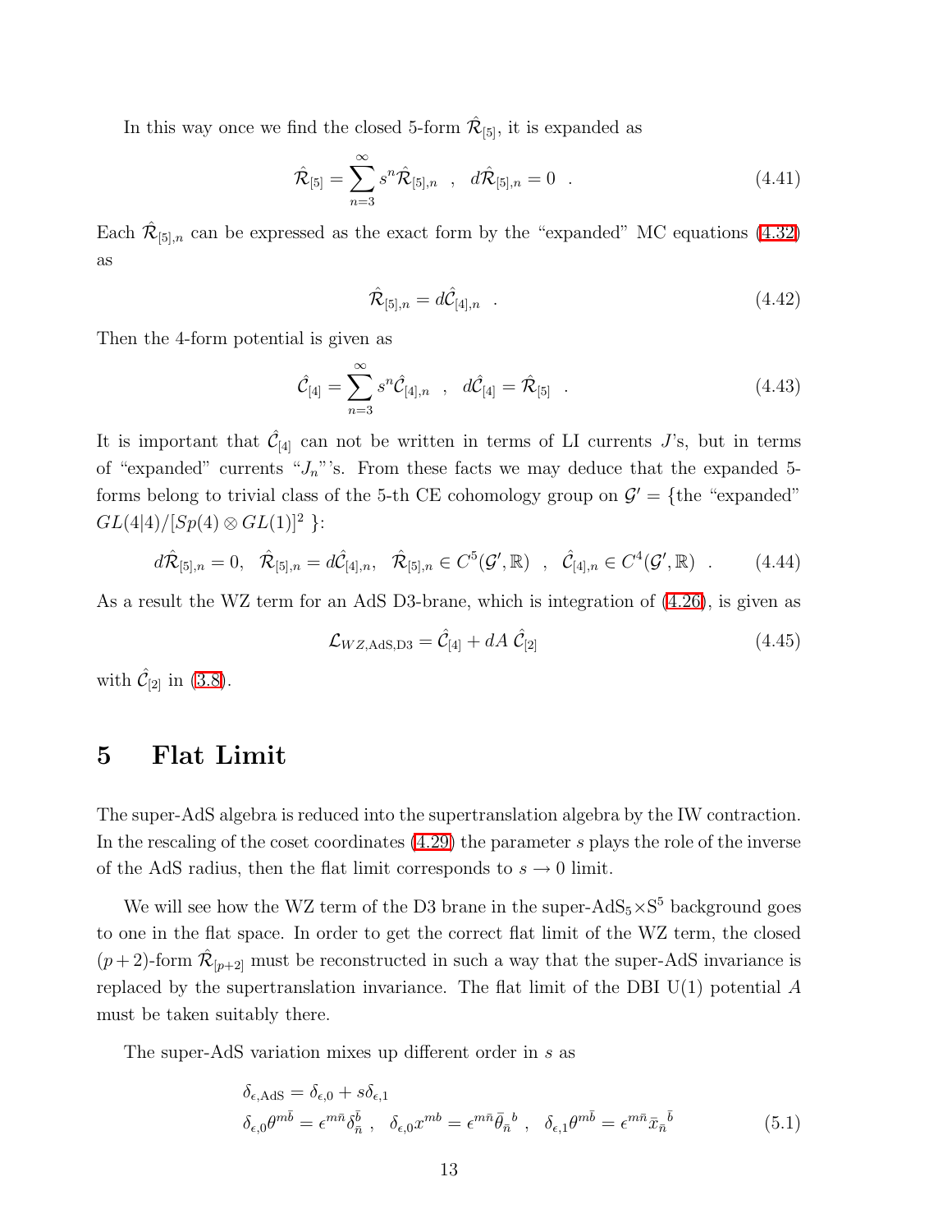In this way once we find the closed 5-form $\hat{\mathcal{R}}_{[5]}$, it is expanded as

$$\hat{\mathcal{R}}_{[5]} = \sum_{n=3}^{\infty} s^n \hat{\mathcal{R}}_{[5],n} \quad , \quad d\hat{\mathcal{R}}_{[5],n} = 0 \quad . \tag{4.41}$$

Each $\hat{\mathcal{R}}_{[5],n}$ can be expressed as the exact form by the "expanded" MC equations (4.32) as

$$\hat{\mathcal{R}}_{[5],n} = d\hat{\mathcal{C}}_{[4],n} \quad . \tag{4.42}$$

Then the 4-form potential is given as

$$\hat{\mathcal{C}}_{[4]} = \sum_{n=3}^{\infty} s^n \hat{\mathcal{C}}_{[4],n} \quad , \quad d\hat{\mathcal{C}}_{[4]} = \hat{\mathcal{R}}_{[5]} \quad . \tag{4.43}$$

It is important that $\hat{\mathcal{C}}_{[4]}$ can not be written in terms of LI currents $J$'s, but in terms of "expanded" currents "$J_n$"'s. From these facts we may deduce that the expanded 5-forms belong to trivial class of the 5-th CE cohomology group on $\mathcal{G}' = \{$the "expanded" $GL(4|4)/[Sp(4) \otimes GL(1)]^2$ $\}$:

$$d\hat{\mathcal{R}}_{[5],n} = 0, \quad \hat{\mathcal{R}}_{[5],n} = d\hat{\mathcal{C}}_{[4],n}, \quad \hat{\mathcal{R}}_{[5],n} \in C^5(\mathcal{G}', \mathbb{R}) \quad , \quad \hat{\mathcal{C}}_{[4],n} \in C^4(\mathcal{G}', \mathbb{R}) \quad . \tag{4.44}$$

As a result the WZ term for an AdS D3-brane, which is integration of (4.26), is given as

$$\mathcal{L}_{WZ,\text{AdS,D3}} = \hat{\mathcal{C}}_{[4]} + dA \; \hat{\mathcal{C}}_{[2]} \tag{4.45}$$

with $\hat{\mathcal{C}}_{[2]}$ in (3.8).

## 5 Flat Limit

The super-AdS algebra is reduced into the supertranslation algebra by the IW contraction. In the rescaling of the coset coordinates (4.29) the parameter $s$ plays the role of the inverse of the AdS radius, then the flat limit corresponds to $s \to 0$ limit.

We will see how the WZ term of the D3 brane in the super-AdS$_5 \times$S$^5$ background goes to one in the flat space. In order to get the correct flat limit of the WZ term, the closed $(p+2)$-form $\hat{\mathcal{R}}_{[p+2]}$ must be reconstructed in such a way that the super-AdS invariance is replaced by the supertranslation invariance. The flat limit of the DBI U(1) potential $A$ must be taken suitably there.

The super-AdS variation mixes up different order in $s$ as

$$\begin{aligned}
&\delta_{\epsilon,\text{AdS}} = \delta_{\epsilon,0} + s\delta_{\epsilon,1} \\
&\delta_{\epsilon,0}\theta^{m\bar{b}} = \epsilon^{m\bar{n}}\delta_{\bar{n}}^{\bar{b}} \ , \quad \delta_{\epsilon,0}x^{mb} = \epsilon^{m\bar{n}}\bar{\theta}_{\bar{n}}{}^{b} \ , \quad \delta_{\epsilon,1}\theta^{m\bar{b}} = \epsilon^{m\bar{n}}\bar{x}_{\bar{n}}{}^{\bar{b}}
\end{aligned} \tag{5.1}$$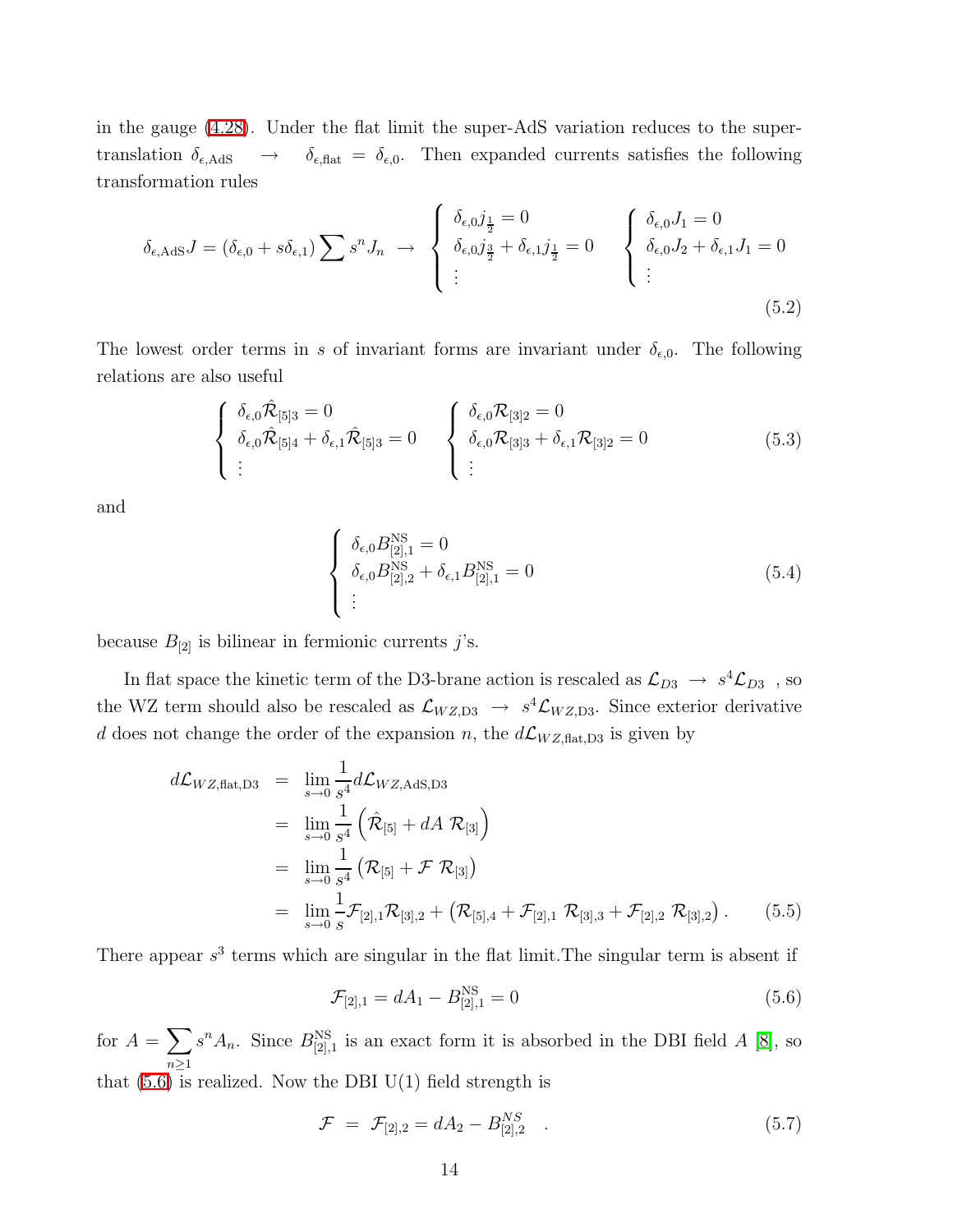in the gauge (4.28). Under the flat limit the super-AdS variation reduces to the super-translation $\delta_{\epsilon,\mathrm{AdS}} \quad\to\quad \delta_{\epsilon,\mathrm{flat}} = \delta_{\epsilon,0}$. Then expanded currents satisfies the following transformation rules

$$
\delta_{\epsilon,\mathrm{AdS}} J = (\delta_{\epsilon,0} + s\delta_{\epsilon,1}) \sum s^n J_n \;\to\; \left\{ \begin{array}{l} \delta_{\epsilon,0} j_{\frac{1}{2}} = 0 \\ \delta_{\epsilon,0} j_{\frac{3}{2}} + \delta_{\epsilon,1} j_{\frac{1}{2}} = 0 \\ \vdots \end{array} \right. \quad \left\{ \begin{array}{l} \delta_{\epsilon,0} J_1 = 0 \\ \delta_{\epsilon,0} J_2 + \delta_{\epsilon,1} J_1 = 0 \\ \vdots \end{array} \right. \tag{5.2}
$$

The lowest order terms in $s$ of invariant forms are invariant under $\delta_{\epsilon,0}$. The following relations are also useful

$$
\left\{ \begin{array}{l} \delta_{\epsilon,0} \hat{\mathcal{R}}_{[5]3} = 0 \\ \delta_{\epsilon,0} \hat{\mathcal{R}}_{[5]4} + \delta_{\epsilon,1} \hat{\mathcal{R}}_{[5]3} = 0 \\ \vdots \end{array} \right. \quad \left\{ \begin{array}{l} \delta_{\epsilon,0} \mathcal{R}_{[3]2} = 0 \\ \delta_{\epsilon,0} \mathcal{R}_{[3]3} + \delta_{\epsilon,1} \mathcal{R}_{[3]2} = 0 \\ \vdots \end{array} \right. \tag{5.3}
$$

and

$$
\left\{ \begin{array}{l} \delta_{\epsilon,0} B^{\mathrm{NS}}_{[2],1} = 0 \\ \delta_{\epsilon,0} B^{\mathrm{NS}}_{[2],2} + \delta_{\epsilon,1} B^{\mathrm{NS}}_{[2],1} = 0 \\ \vdots \end{array} \right. \tag{5.4}
$$

because $B_{[2]}$ is bilinear in fermionic currents $j$'s.

In flat space the kinetic term of the D3-brane action is rescaled as $\mathcal{L}_{D3} \;\to\; s^4 \mathcal{L}_{D3}$ , so the WZ term should also be rescaled as $\mathcal{L}_{WZ,\mathrm{D3}} \;\to\; s^4 \mathcal{L}_{WZ,\mathrm{D3}}$. Since exterior derivative $d$ does not change the order of the expansion $n$, the $d\mathcal{L}_{WZ,\mathrm{flat,D3}}$ is given by

$$
\begin{aligned}
d\mathcal{L}_{WZ,\mathrm{flat,D3}} &= \lim_{s\to 0} \frac{1}{s^4} d\mathcal{L}_{WZ,\mathrm{AdS,D3}} \\
&= \lim_{s\to 0} \frac{1}{s^4} \left( \hat{\mathcal{R}}_{[5]} + dA\ \mathcal{R}_{[3]} \right) \\
&= \lim_{s\to 0} \frac{1}{s^4} \left( \mathcal{R}_{[5]} + \mathcal{F}\ \mathcal{R}_{[3]} \right) \\
&= \lim_{s\to 0} \frac{1}{s} \mathcal{F}_{[2],1} \mathcal{R}_{[3],2} + \left( \mathcal{R}_{[5],4} + \mathcal{F}_{[2],1}\ \mathcal{R}_{[3],3} + \mathcal{F}_{[2],2}\ \mathcal{R}_{[3],2} \right).
\end{aligned} \tag{5.5}
$$

There appear $s^3$ terms which are singular in the flat limit.The singular term is absent if

$$
\mathcal{F}_{[2],1} = dA_1 - B^{\mathrm{NS}}_{[2],1} = 0 \tag{5.6}
$$

for $A = \sum_{n\geq 1} s^n A_n$. Since $B^{\mathrm{NS}}_{[2],1}$ is an exact form it is absorbed in the DBI field $A$ [8], so that (5.6) is realized. Now the DBI U(1) field strength is

$$
\mathcal{F} \;=\; \mathcal{F}_{[2],2} = dA_2 - B^{NS}_{[2],2} \quad . \tag{5.7}
$$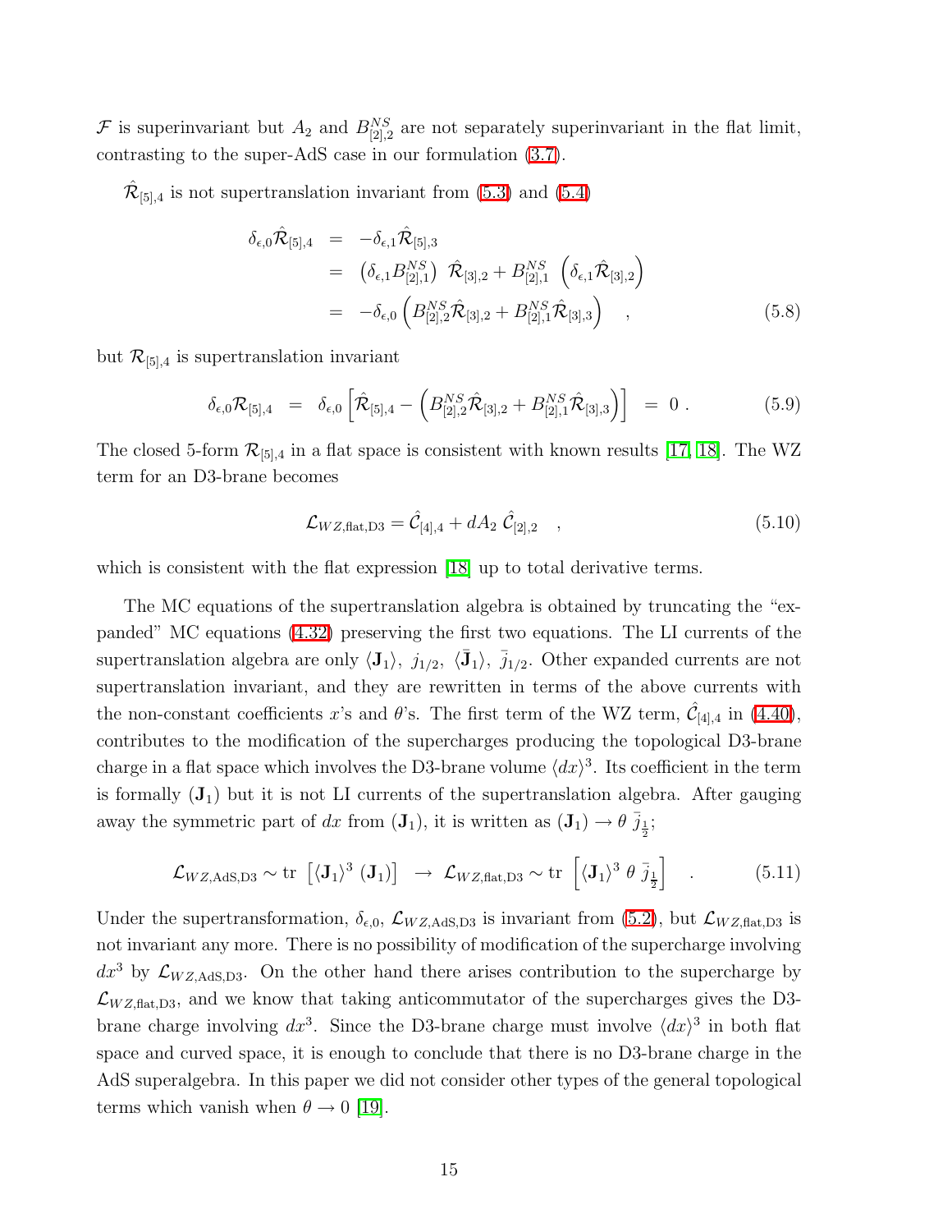$\mathcal{F}$ is superinvariant but $A_2$ and $B^{NS}_{[2],2}$ are not separately superinvariant in the flat limit, contrasting to the super-AdS case in our formulation (3.7).

$\hat{\mathcal{R}}_{[5],4}$ is not supertranslation invariant from (5.3) and (5.4)

$$\begin{aligned}
\delta_{\epsilon,0}\hat{\mathcal{R}}_{[5],4} &= -\delta_{\epsilon,1}\hat{\mathcal{R}}_{[5],3} \\
&= \left(\delta_{\epsilon,1}B^{NS}_{[2],1}\right)\ \hat{\mathcal{R}}_{[3],2} + B^{NS}_{[2],1}\ \left(\delta_{\epsilon,1}\hat{\mathcal{R}}_{[3],2}\right) \\
&= -\delta_{\epsilon,0}\left(B^{NS}_{[2],2}\hat{\mathcal{R}}_{[3],2} + B^{NS}_{[2],1}\hat{\mathcal{R}}_{[3],3}\right) \quad ,
\end{aligned} \tag{5.8}$$

but $\mathcal{R}_{[5],4}$ is supertranslation invariant

$$\delta_{\epsilon,0}\mathcal{R}_{[5],4} \;=\; \delta_{\epsilon,0}\left[\hat{\mathcal{R}}_{[5],4} - \left(B^{NS}_{[2],2}\hat{\mathcal{R}}_{[3],2} + B^{NS}_{[2],1}\hat{\mathcal{R}}_{[3],3}\right)\right] \;=\; 0\ . \tag{5.9}$$

The closed 5-form $\mathcal{R}_{[5],4}$ in a flat space is consistent with known results [17, 18]. The WZ term for an D3-brane becomes

$$\mathcal{L}_{WZ,\text{flat,D3}} = \hat{\mathcal{C}}_{[4],4} + dA_2\ \hat{\mathcal{C}}_{[2],2} \quad , \tag{5.10}$$

which is consistent with the flat expression [18] up to total derivative terms.

The MC equations of the supertranslation algebra is obtained by truncating the "expanded" MC equations (4.32) preserving the first two equations. The LI currents of the supertranslation algebra are only $\langle \mathbf{J}_1\rangle,\ j_{1/2},\ \langle \bar{\mathbf{J}}_1\rangle,\ \bar{j}_{1/2}$. Other expanded currents are not supertranslation invariant, and they are rewritten in terms of the above currents with the non-constant coefficients $x$'s and $\theta$'s. The first term of the WZ term, $\hat{\mathcal{C}}_{[4],4}$ in (4.40), contributes to the modification of the supercharges producing the topological D3-brane charge in a flat space which involves the D3-brane volume $\langle dx\rangle^3$. Its coefficient in the term is formally $(\mathbf{J}_1)$ but it is not LI currents of the supertranslation algebra. After gauging away the symmetric part of $dx$ from $(\mathbf{J}_1)$, it is written as $(\mathbf{J}_1) \to \theta\ \bar{j}_{\frac{1}{2}}$;

$$\mathcal{L}_{WZ,\text{AdS,D3}} \sim \text{tr}\ \left[\langle \mathbf{J}_1\rangle^3\ (\mathbf{J}_1)\right] \ \to\ \mathcal{L}_{WZ,\text{flat,D3}} \sim \text{tr}\ \left[\langle \mathbf{J}_1\rangle^3\ \theta\ \bar{j}_{\frac{1}{2}}\right] \quad . \tag{5.11}$$

Under the supertransformation, $\delta_{\epsilon,0}$, $\mathcal{L}_{WZ,\text{AdS,D3}}$ is invariant from (5.2), but $\mathcal{L}_{WZ,\text{flat,D3}}$ is not invariant any more. There is no possibility of modification of the supercharge involving $dx^3$ by $\mathcal{L}_{WZ,\text{AdS,D3}}$. On the other hand there arises contribution to the supercharge by $\mathcal{L}_{WZ,\text{flat,D3}}$, and we know that taking anticommutator of the supercharges gives the D3-brane charge involving $dx^3$. Since the D3-brane charge must involve $\langle dx\rangle^3$ in both flat space and curved space, it is enough to conclude that there is no D3-brane charge in the AdS superalgebra. In this paper we did not consider other types of the general topological terms which vanish when $\theta \to 0$ [19].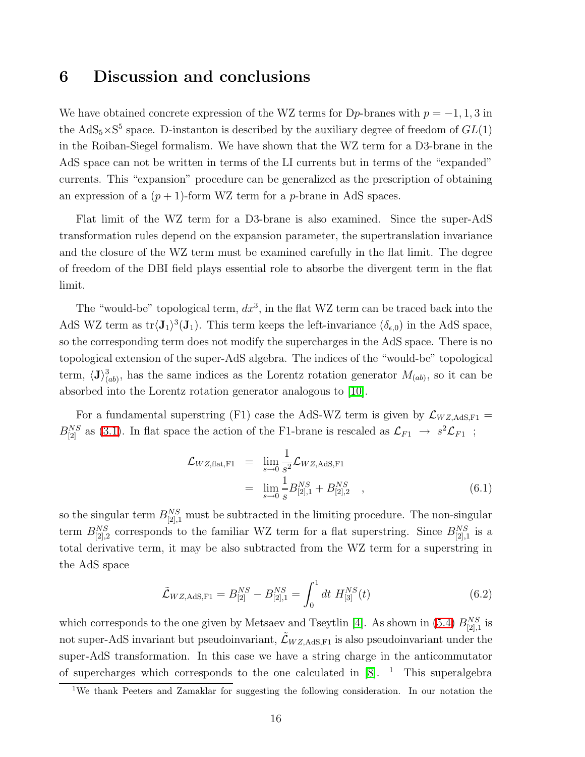# 6 Discussion and conclusions

We have obtained concrete expression of the WZ terms for D$p$-branes with $p = -1, 1, 3$ in the AdS$_5\times$S$^5$ space. D-instanton is described by the auxiliary degree of freedom of $GL(1)$ in the Roiban-Siegel formalism. We have shown that the WZ term for a D3-brane in the AdS space can not be written in terms of the LI currents but in terms of the "expanded" currents. This "expansion" procedure can be generalized as the prescription of obtaining an expression of a $(p+1)$-form WZ term for a $p$-brane in AdS spaces.

Flat limit of the WZ term for a D3-brane is also examined. Since the super-AdS transformation rules depend on the expansion parameter, the supertranslation invariance and the closure of the WZ term must be examined carefully in the flat limit. The degree of freedom of the DBI field plays essential role to absorb the divergent term in the flat limit.

The "would-be" topological term, $dx^3$, in the flat WZ term can be traced back into the AdS WZ term as $\mathrm{tr}\langle \mathbf{J}_1\rangle^3(\mathbf{J}_1)$. This term keeps the left-invariance ($\delta_{\epsilon,0}$) in the AdS space, so the corresponding term does not modify the supercharges in the AdS space. There is no topological extension of the super-AdS algebra. The indices of the "would-be" topological term, $\langle \mathbf{J}\rangle^3_{(ab)}$, has the same indices as the Lorentz rotation generator $M_{(ab)}$, so it can be absorbed into the Lorentz rotation generator analogous to [10].

For a fundamental superstring (F1) case the AdS-WZ term is given by $\mathcal{L}_{WZ,\text{AdS,F1}} = B^{NS}_{[2]}$ as (3.1). In flat space the action of the F1-brane is rescaled as $\mathcal{L}_{F1} \to s^2\mathcal{L}_{F1}$ ;

$$
\begin{aligned}
\mathcal{L}_{WZ,\text{flat,F1}} &= \lim_{s\to 0}\frac{1}{s^2}\mathcal{L}_{WZ,\text{AdS,F1}} \\
&= \lim_{s\to 0}\frac{1}{s}B^{NS}_{[2],1} + B^{NS}_{[2],2} \quad ,
\end{aligned}
\tag{6.1}
$$

so the singular term $B^{NS}_{[2],1}$ must be subtracted in the limiting procedure. The non-singular term $B^{NS}_{[2],2}$ corresponds to the familiar WZ term for a flat superstring. Since $B^{NS}_{[2],1}$ is a total derivative term, it may be also subtracted from the WZ term for a superstring in the AdS space

$$
\tilde{\mathcal{L}}_{WZ,\text{AdS,F1}} = B^{NS}_{[2]} - B^{NS}_{[2],1} = \int_0^1 dt\ H^{NS}_{[3]}(t) \tag{6.2}
$$

which corresponds to the one given by Metsaev and Tseytlin [4]. As shown in (5.4) $B^{NS}_{[2],1}$ is not super-AdS invariant but pseudoinvariant, $\tilde{\mathcal{L}}_{WZ,\text{AdS,F1}}$ is also pseudoinvariant under the super-AdS transformation. In this case we have a string charge in the anticommutator of supercharges which corresponds to the one calculated in [8]. [1] This superalgebra

[1] We thank Peeters and Zamaklar for suggesting the following consideration. In our notation the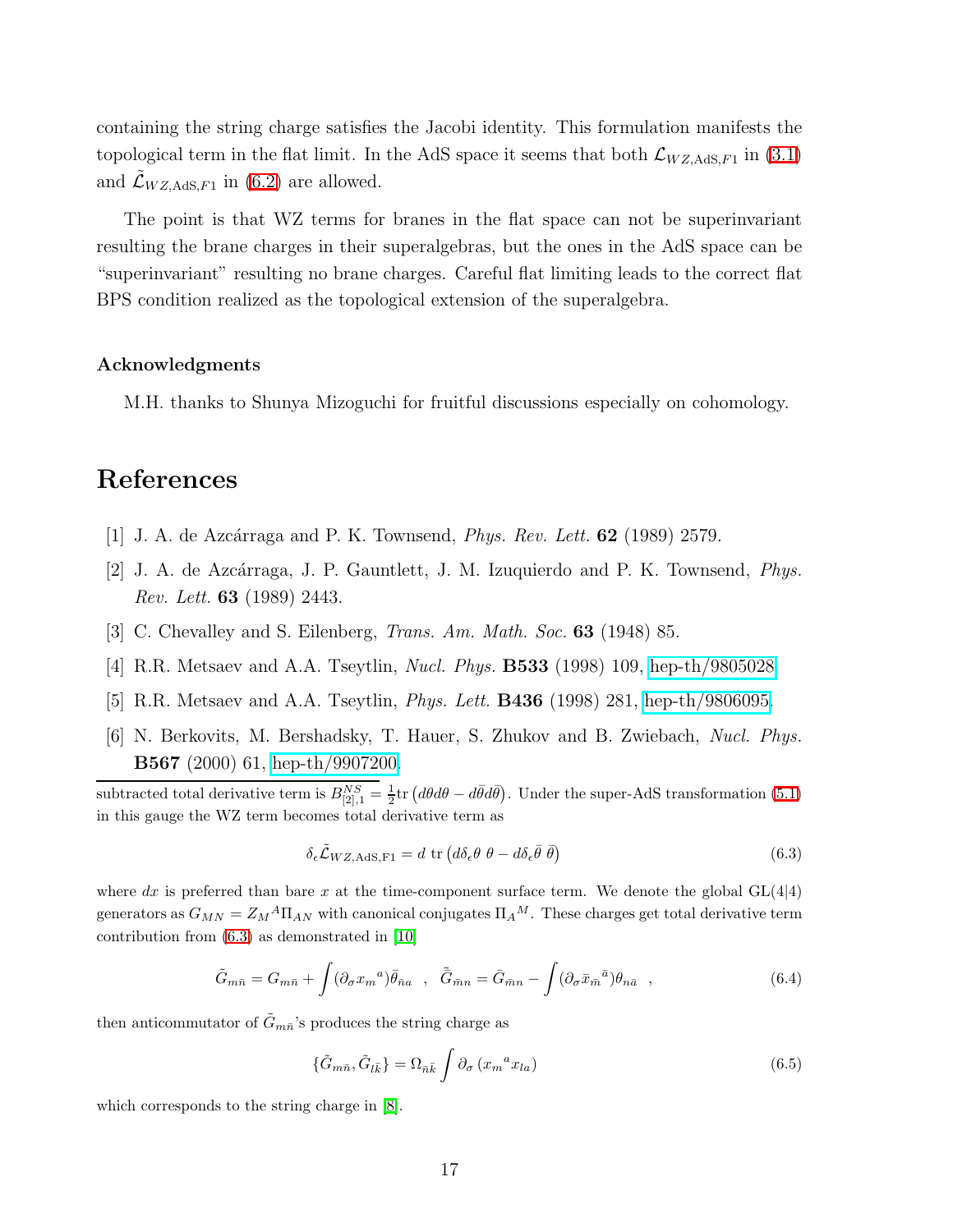containing the string charge satisfies the Jacobi identity. This formulation manifests the topological term in the flat limit. In the AdS space it seems that both $\mathcal{L}_{WZ,\mathrm{AdS},F1}$ in (3.1) and $\tilde{\mathcal{L}}_{WZ,\mathrm{AdS},F1}$ in (6.2) are allowed.

The point is that WZ terms for branes in the flat space can not be superinvariant resulting the brane charges in their superalgebras, but the ones in the AdS space can be "superinvariant" resulting no brane charges. Careful flat limiting leads to the correct flat BPS condition realized as the topological extension of the superalgebra.

### Acknowledgments

M.H. thanks to Shunya Mizoguchi for fruitful discussions especially on cohomology.

## References

[1] J. A. de Azcárraga and P. K. Townsend, *Phys. Rev. Lett.* **62** (1989) 2579.

[2] J. A. de Azcárraga, J. P. Gauntlett, J. M. Izuquierdo and P. K. Townsend, *Phys. Rev. Lett.* **63** (1989) 2443.

[3] C. Chevalley and S. Eilenberg, *Trans. Am. Math. Soc.* **63** (1948) 85.

[4] R.R. Metsaev and A.A. Tseytlin, *Nucl. Phys.* **B533** (1998) 109, hep-th/9805028.

[5] R.R. Metsaev and A.A. Tseytlin, *Phys. Lett.* **B436** (1998) 281, hep-th/9806095.

[6] N. Berkovits, M. Bershadsky, T. Hauer, S. Zhukov and B. Zwiebach, *Nucl. Phys.* **B567** (2000) 61, hep-th/9907200.

---

subtracted total derivative term is $B^{NS}_{[2],1} = \frac{1}{2}\mathrm{tr}\left(d\theta d\theta - d\bar{\theta}d\bar{\theta}\right)$. Under the super-AdS transformation (5.1) in this gauge the WZ term becomes total derivative term as

$$\delta_\epsilon \tilde{\mathcal{L}}_{WZ,\mathrm{AdS,F1}} = d\ \mathrm{tr}\left(d\delta_\epsilon\theta\ \theta - d\delta_\epsilon\bar{\theta}\ \bar{\theta}\right) \tag{6.3}$$

where $dx$ is preferred than bare $x$ at the time-component surface term. We denote the global GL(4|4) generators as $G_{MN} = Z_M{}^A\Pi_{AN}$ with canonical conjugates $\Pi_A{}^M$. These charges get total derivative term contribution from (6.3) as demonstrated in [10]

$$\tilde{G}_{m\bar{n}} = G_{m\bar{n}} + \int (\partial_\sigma x_m{}^a)\bar{\theta}_{\bar{n}a} \quad , \quad \tilde{\bar{G}}_{\bar{m}n} = \bar{G}_{\bar{m}n} - \int (\partial_\sigma \bar{x}_{\bar{m}}{}^{\bar{a}})\theta_{n\bar{a}} \quad , \tag{6.4}$$

then anticommutator of $\tilde{G}_{m\bar{n}}$'s produces the string charge as

$$\{\tilde{G}_{m\bar{n}}, \tilde{G}_{l\bar{k}}\} = \Omega_{\bar{n}\bar{k}} \int \partial_\sigma \left(x_m{}^a x_{la}\right) \tag{6.5}$$

which corresponds to the string charge in [8].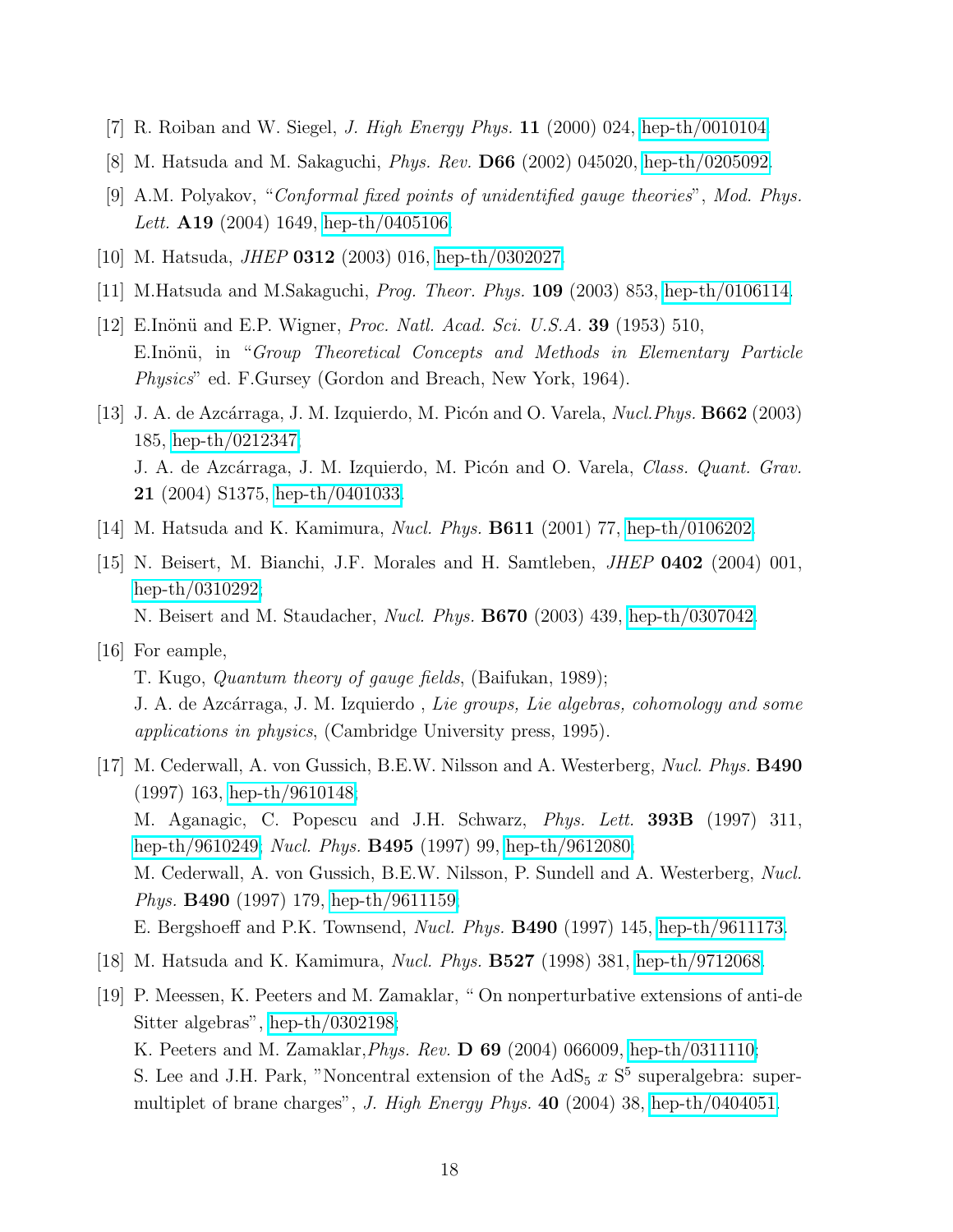[7] R. Roiban and W. Siegel, *J. High Energy Phys.* **11** (2000) 024, hep-th/0010104.

[8] M. Hatsuda and M. Sakaguchi, *Phys. Rev.* **D66** (2002) 045020, hep-th/0205092.

[9] A.M. Polyakov, "*Conformal fixed points of unidentified gauge theories*", *Mod. Phys. Lett.* **A19** (2004) 1649, hep-th/0405106.

[10] M. Hatsuda, *JHEP* **0312** (2003) 016, hep-th/0302027.

[11] M.Hatsuda and M.Sakaguchi, *Prog. Theor. Phys.* **109** (2003) 853, hep-th/0106114.

[12] E.Inönü and E.P. Wigner, *Proc. Natl. Acad. Sci. U.S.A.* **39** (1953) 510,
E.Inönü, in "*Group Theoretical Concepts and Methods in Elementary Particle Physics*" ed. F.Gursey (Gordon and Breach, New York, 1964).

[13] J. A. de Azcárraga, J. M. Izquierdo, M. Picón and O. Varela, *Nucl.Phys.* **B662** (2003) 185, hep-th/0212347.
J. A. de Azcárraga, J. M. Izquierdo, M. Picón and O. Varela, *Class. Quant. Grav.* **21** (2004) S1375, hep-th/0401033.

[14] M. Hatsuda and K. Kamimura, *Nucl. Phys.* **B611** (2001) 77, hep-th/0106202.

[15] N. Beisert, M. Bianchi, J.F. Morales and H. Samtleben, *JHEP* **0402** (2004) 001, hep-th/0310292.
N. Beisert and M. Staudacher, *Nucl. Phys.* **B670** (2003) 439, hep-th/0307042.

[16] For eample,
T. Kugo, *Quantum theory of gauge fields*, (Baifukan, 1989);
J. A. de Azcárraga, J. M. Izquierdo , *Lie groups, Lie algebras, cohomology and some applications in physics*, (Cambridge University press, 1995).

[17] M. Cederwall, A. von Gussich, B.E.W. Nilsson and A. Westerberg, *Nucl. Phys.* **B490** (1997) 163, hep-th/9610148;
M. Aganagic, C. Popescu and J.H. Schwarz, *Phys. Lett.* **393B** (1997) 311, hep-th/9610249; *Nucl. Phys.* **B495** (1997) 99, hep-th/9612080;
M. Cederwall, A. von Gussich, B.E.W. Nilsson, P. Sundell and A. Westerberg, *Nucl. Phys.* **B490** (1997) 179, hep-th/9611159;
E. Bergshoeff and P.K. Townsend, *Nucl. Phys.* **B490** (1997) 145, hep-th/9611173.

[18] M. Hatsuda and K. Kamimura, *Nucl. Phys.* **B527** (1998) 381, hep-th/9712068.

[19] P. Meessen, K. Peeters and M. Zamaklar, " On nonperturbative extensions of anti-de Sitter algebras", hep-th/0302198;
K. Peeters and M. Zamaklar,*Phys. Rev.* **D 69** (2004) 066009, hep-th/0311110;
S. Lee and J.H. Park, "Noncentral extension of the $AdS_5$ $x$ $S^5$ superalgebra: supermultiplet of brane charges", *J. High Energy Phys.* **40** (2004) 38, hep-th/0404051.